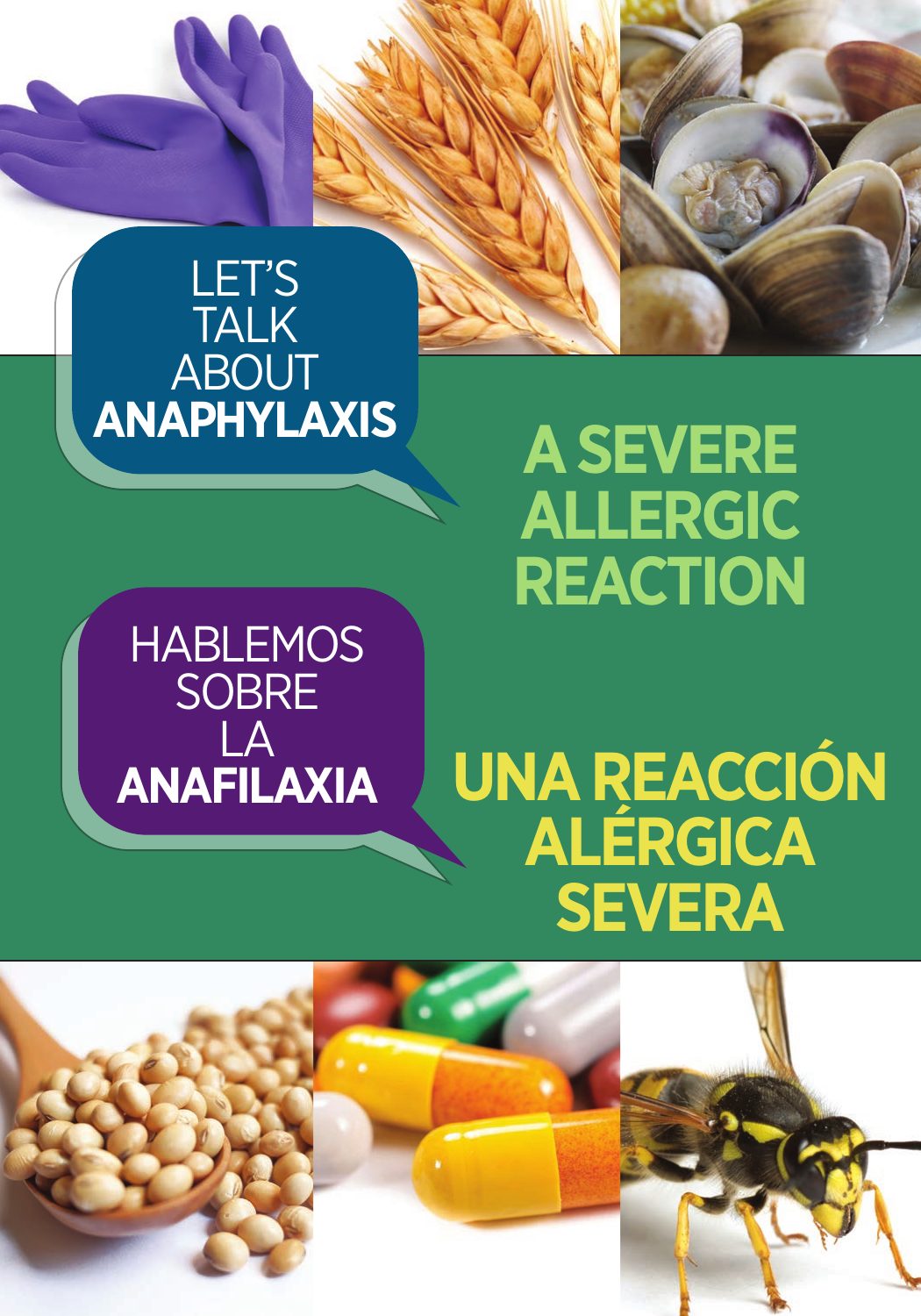# LET'S TALK ABOUT **ANAPHYLAXIS**

## A SEVERE ALLERGIC REACTION

# HABLEMOS SOBRE LA **ANAFILAXIA**

## UNA REACCIÓN ALÉRGICA SEVERA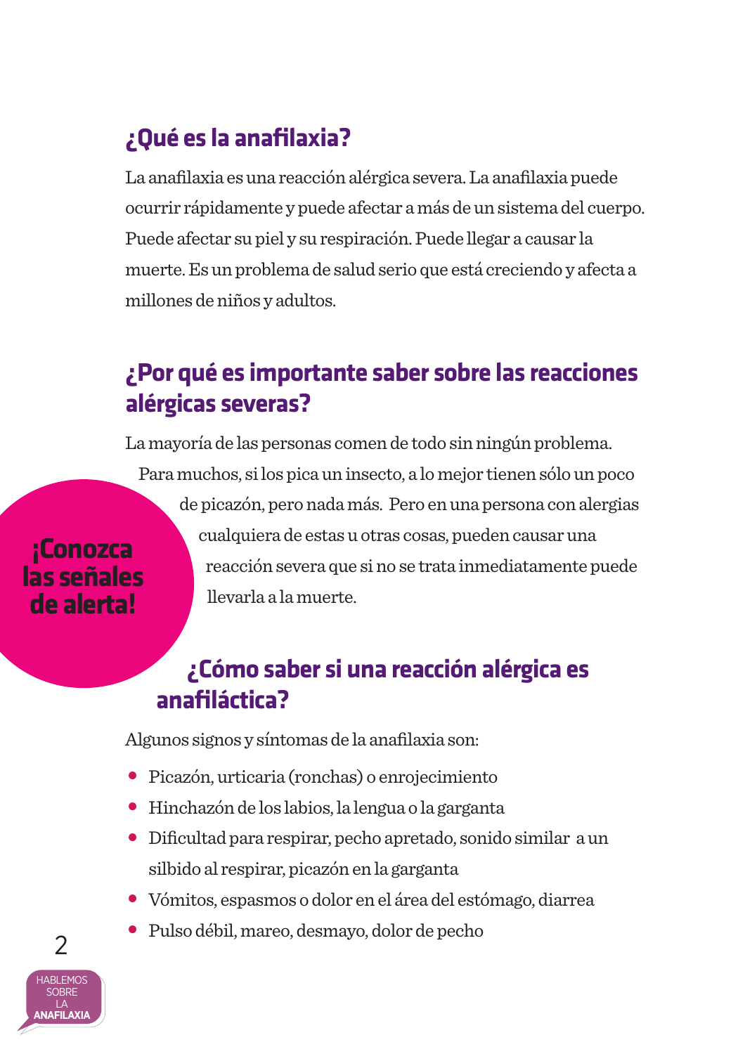## ¿Qué es la anafilaxia?

La anafilaxia es una reacción alérgica severa. La anafilaxia puede ocurrir rápidamente y puede afectar a más de un sistema del cuerpo. Puede afectar su piel y su respiración. Puede llegar a causar la muerte. Es un problema de salud serio que está creciendo y afecta a millones de niños y adultos.

## ¿Por qué es importante saber sobre las reacciones alérgicas severas?

La mayoría de las personas comen de todo sin ningún problema. Para muchos, si los pica un insecto, a lo mejor tienen sólo un poco de picazón, pero nada más. Pero en una persona con alergias cualquiera de estas u otras cosas, pueden causar una reacción severa que si no se trata inmediatamente puede llevarla a la muerte.

**¡Conozca las señales de alerta!**

## ¿Cómo saber si una reacción alérgica es anafiláctica?

Algunos signos y síntomas de la anafilaxia son:

- Picazón, urticaria (ronchas) o enrojecimiento
- Hinchazón de los labios, la lengua o la garganta
- Dificultad para respirar, pecho apretado, sonido similar a un silbido al respirar, picazón en la garganta
- Vómitos, espasmos o dolor en el área del estómago, diarrea
- Pulso débil, mareo, desmayo, dolor de pecho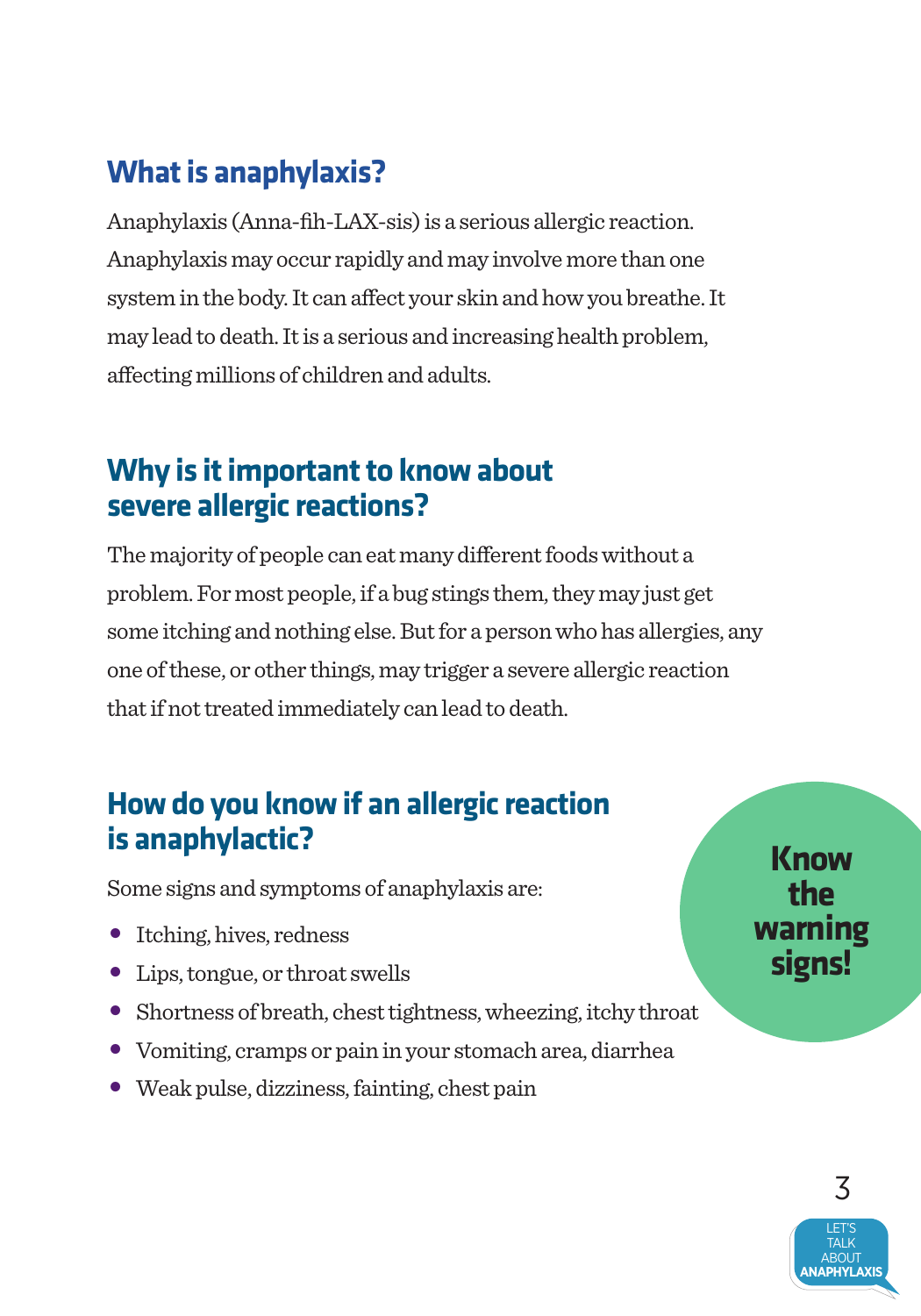## What is anaphylaxis?

Anaphylaxis (Anna-fih-LAX-sis) is a serious allergic reaction. Anaphylaxis may occur rapidly and may involve more than one system in the body. It can affect your skin and how you breathe. It may lead to death. It is a serious and increasing health problem, affecting millions of children and adults.

## Why is it important to know about severe allergic reactions?

The majority of people can eat many different foods without a problem. For most people, if a bug stings them, they may just get some itching and nothing else. But for a person who has allergies, any one of these, or other things, may trigger a severe allergic reaction that if not treated immediately can lead to death.

## How do you know if an allergic reaction is anaphylactic?

Some signs and symptoms of anaphylaxis are:

- Itching, hives, redness
- Lips, tongue, or throat swells
- Shortness of breath, chest tightness, wheezing, itchy throat
- Vomiting, cramps or pain in your stomach area, diarrhea
- Weak pulse, dizziness, fainting, chest pain

**Know the warning signs!**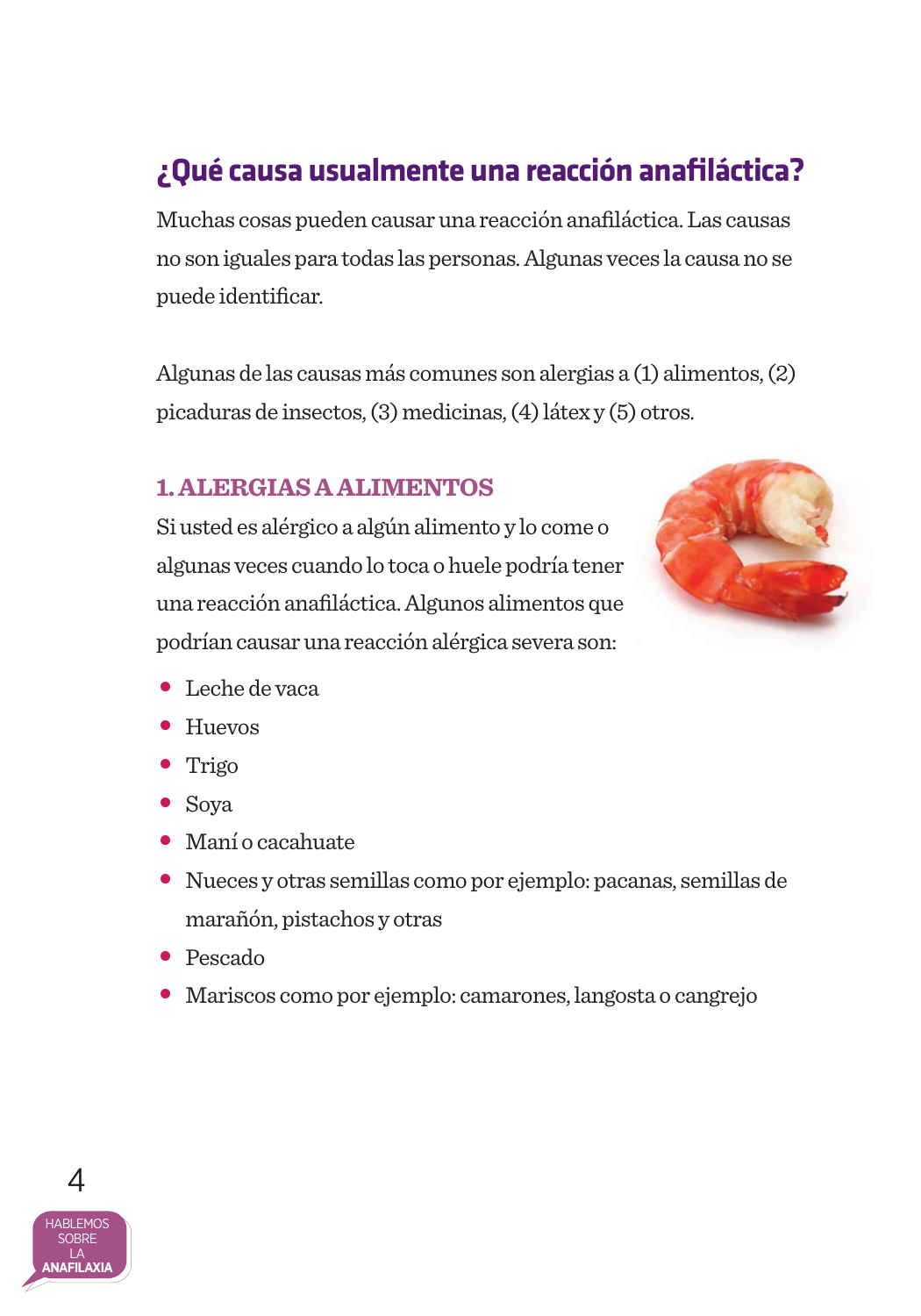## ¿Qué causa usualmente una reacción anafiláctica?

Muchas cosas pueden causar una reacción anafiláctica. Las causas no son iguales para todas las personas. Algunas veces la causa no se puede identificar.

Algunas de las causas más comunes son alergias a (1) alimentos, (2) picaduras de insectos, (3) medicinas, (4) látex y (5) otros.

### 1. ALERGIAS A ALIMENTOS

Si usted es alérgico a algún alimento y lo come o algunas veces cuando lo toca o huele podría tener una reacción anafiláctica. Algunos alimentos que podrían causar una reacción alérgica severa son:

- Leche de vaca
- Huevos
- Trigo
- Soya
- Maní o cacahuate
- Nueces y otras semillas como por ejemplo: pacanas, semillas de marañón, pistachos y otras
- Pescado
- Mariscos como por ejemplo: camarones, langosta o cangrejo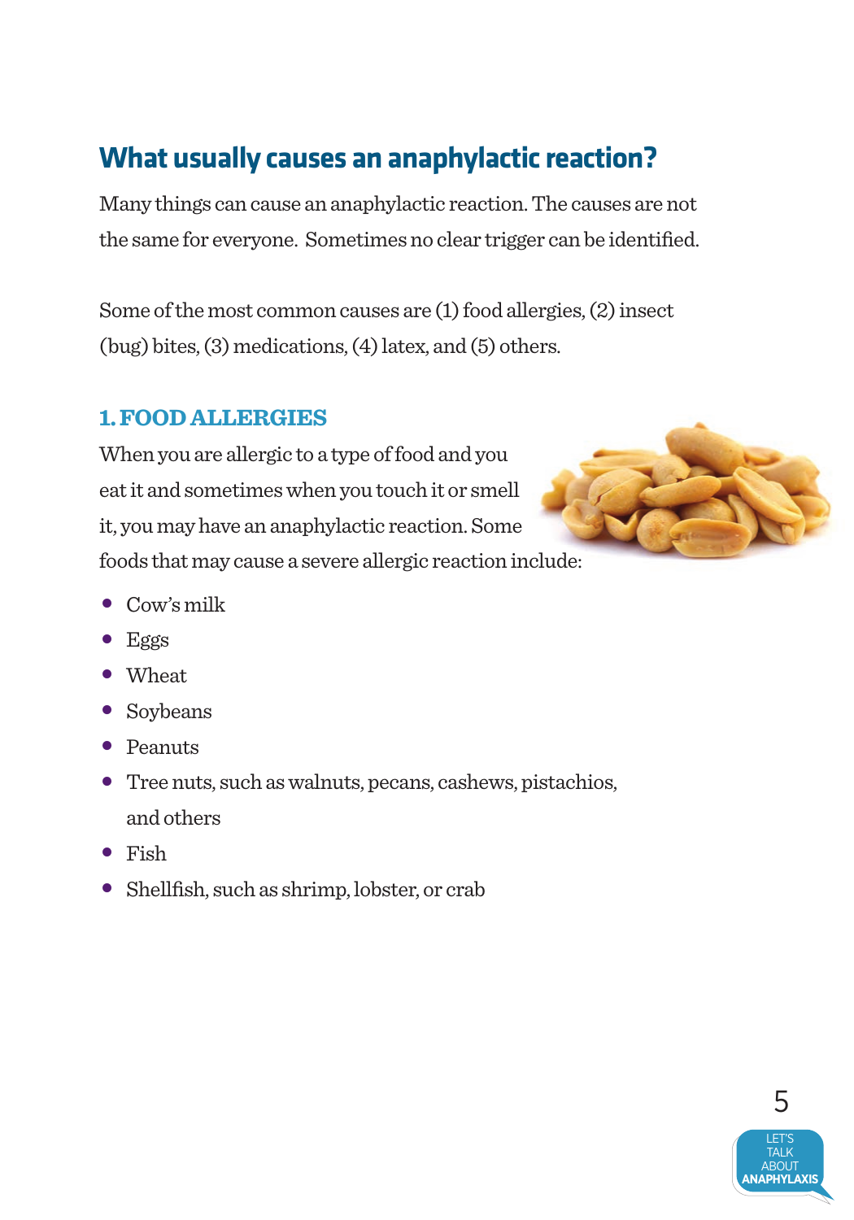## What usually causes an anaphylactic reaction?

Many things can cause an anaphylactic reaction. The causes are not the same for everyone. Sometimes no clear trigger can be identified.

Some of the most common causes are (1) food allergies, (2) insect (bug) bites, (3) medications, (4) latex, and (5) others.

### 1. FOOD ALLERGIES

When you are allergic to a type of food and you eat it and sometimes when you touch it or smell it, you may have an anaphylactic reaction. Some foods that may cause a severe allergic reaction include:

- Cow's milk
- Eggs
- Wheat
- Soybeans
- Peanuts
- Tree nuts, such as walnuts, pecans, cashews, pistachios, and others
- Fish
- Shellfish, such as shrimp, lobster, or crab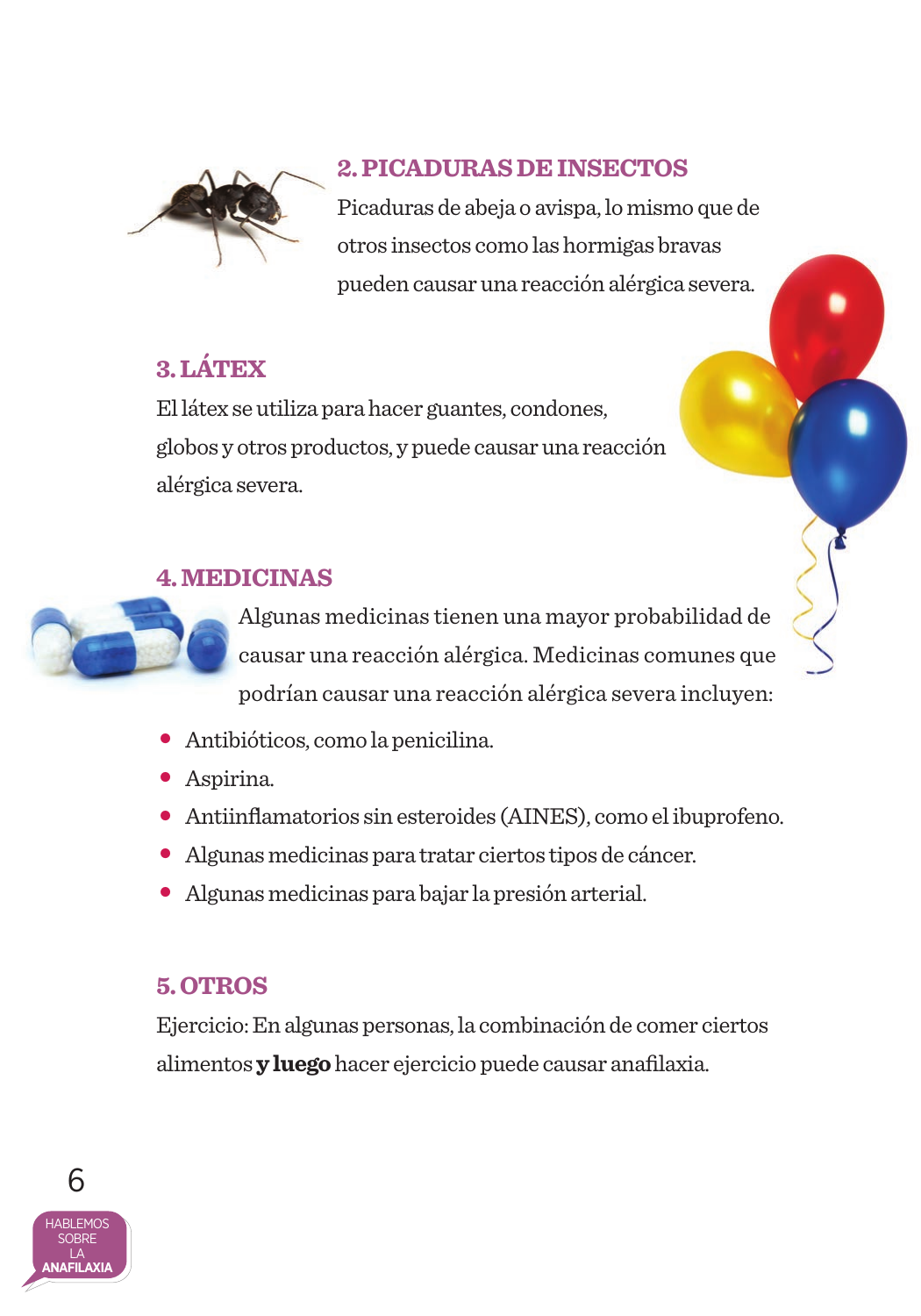## 2. PICADURAS DE INSECTOS

Picaduras de abeja o avispa, lo mismo que de otros insectos como las hormigas bravas pueden causar una reacción alérgica severa.

## 3. LÁTEX

El látex se utiliza para hacer guantes, condones, globos y otros productos, y puede causar una reacción alérgica severa.

## 4. MEDICINAS

Algunas medicinas tienen una mayor probabilidad de causar una reacción alérgica. Medicinas comunes que podrían causar una reacción alérgica severa incluyen:

- Antibióticos, como la penicilina.
- Aspirina.
- Antiinflamatorios sin esteroides (AINES), como el ibuprofeno.
- Algunas medicinas para tratar ciertos tipos de cáncer.
- Algunas medicinas para bajar la presión arterial.

## 5. OTROS

Ejercicio: En algunas personas, la combinación de comer ciertos alimentos **y luego** hacer ejercicio puede causar anafilaxia.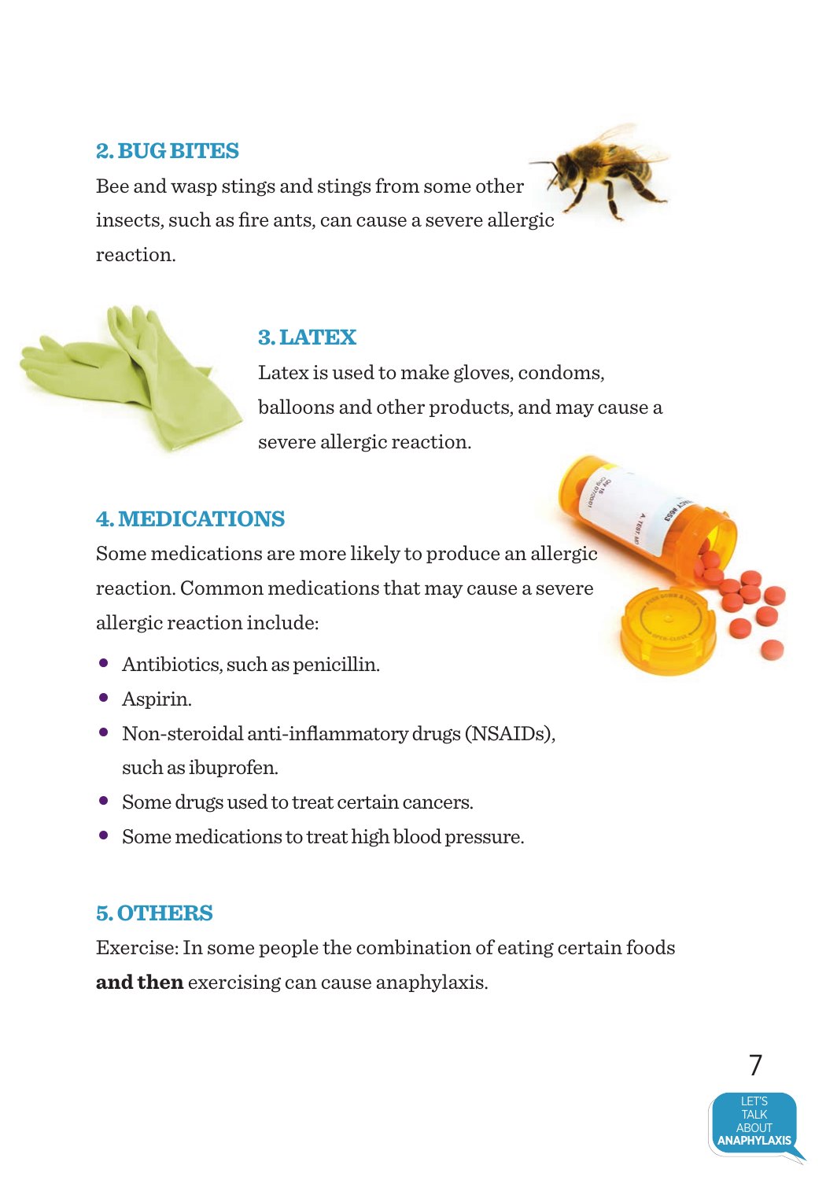## 2. BUG BITES

Bee and wasp stings and stings from some other insects, such as fire ants, can cause a severe allergic reaction.

## 3. LATEX

Latex is used to make gloves, condoms, balloons and other products, and may cause a severe allergic reaction.

## 4. MEDICATIONS

Some medications are more likely to produce an allergic reaction. Common medications that may cause a severe allergic reaction include:

- Antibiotics, such as penicillin.
- Aspirin.
- Non-steroidal anti-inflammatory drugs (NSAIDs), such as ibuprofen.
- Some drugs used to treat certain cancers.
- Some medications to treat high blood pressure.

## 5. OTHERS

Exercise: In some people the combination of eating certain foods **and then** exercising can cause anaphylaxis.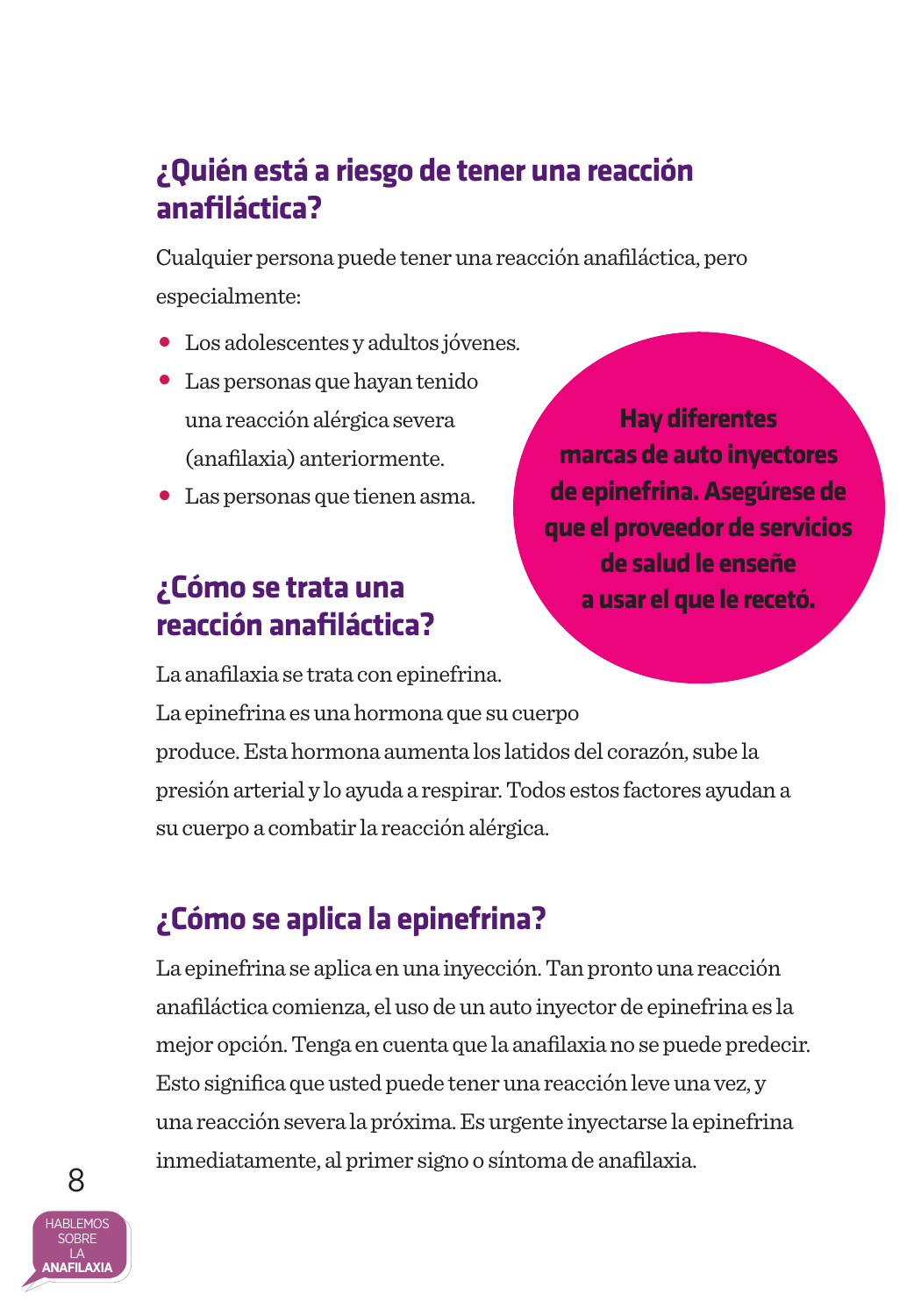## ¿Quién está a riesgo de tener una reacción anafiláctica?

Cualquier persona puede tener una reacción anafiláctica, pero especialmente:

- Los adolescentes y adultos jóvenes.
- Las personas que hayan tenido una reacción alérgica severa (anafilaxia) anteriormente.
- Las personas que tienen asma.

**Hay diferentes marcas de auto inyectores de epinefrina. Asegúrese de que el proveedor de servicios de salud le enseñe a usar el que le recetó.**

## ¿Cómo se trata una reacción anafiláctica?

La anafilaxia se trata con epinefrina.
La epinefrina es una hormona que su cuerpo produce. Esta hormona aumenta los latidos del corazón, sube la presión arterial y lo ayuda a respirar. Todos estos factores ayudan a su cuerpo a combatir la reacción alérgica.

## ¿Cómo se aplica la epinefrina?

La epinefrina se aplica en una inyección. Tan pronto una reacción anafiláctica comienza, el uso de un auto inyector de epinefrina es la mejor opción. Tenga en cuenta que la anafilaxia no se puede predecir. Esto significa que usted puede tener una reacción leve una vez, y una reacción severa la próxima. Es urgente inyectarse la epinefrina inmediatamente, al primer signo o síntoma de anafilaxia.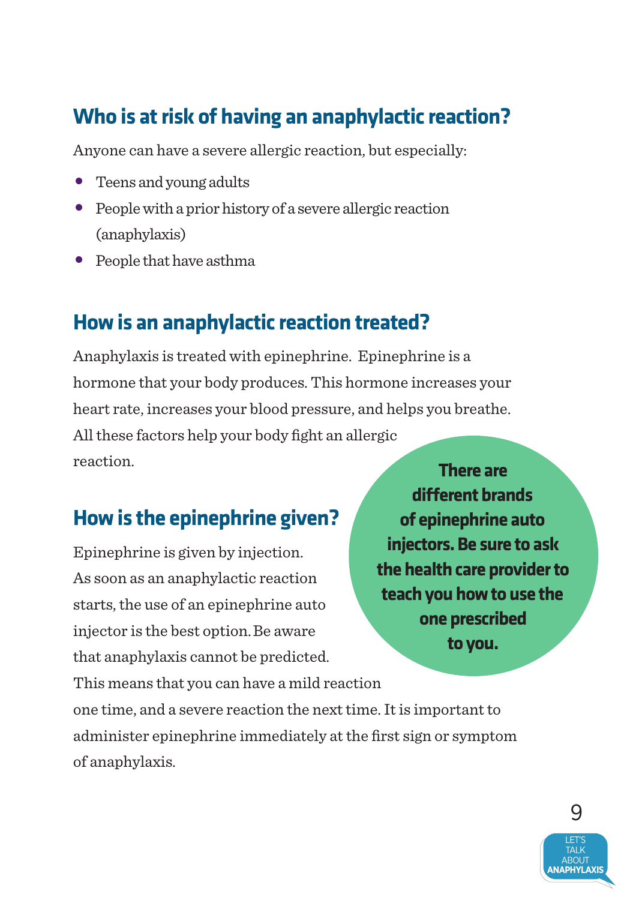## Who is at risk of having an anaphylactic reaction?

Anyone can have a severe allergic reaction, but especially:

- Teens and young adults
- People with a prior history of a severe allergic reaction (anaphylaxis)
- People that have asthma

## How is an anaphylactic reaction treated?

Anaphylaxis is treated with epinephrine. Epinephrine is a hormone that your body produces. This hormone increases your heart rate, increases your blood pressure, and helps you breathe. All these factors help your body fight an allergic reaction.

## How is the epinephrine given?

Epinephrine is given by injection. As soon as an anaphylactic reaction starts, the use of an epinephrine auto injector is the best option. Be aware that anaphylaxis cannot be predicted. This means that you can have a mild reaction one time, and a severe reaction the next time. It is important to administer epinephrine immediately at the first sign or symptom of anaphylaxis.

**There are different brands of epinephrine auto injectors. Be sure to ask the health care provider to teach you how to use the one prescribed to you.**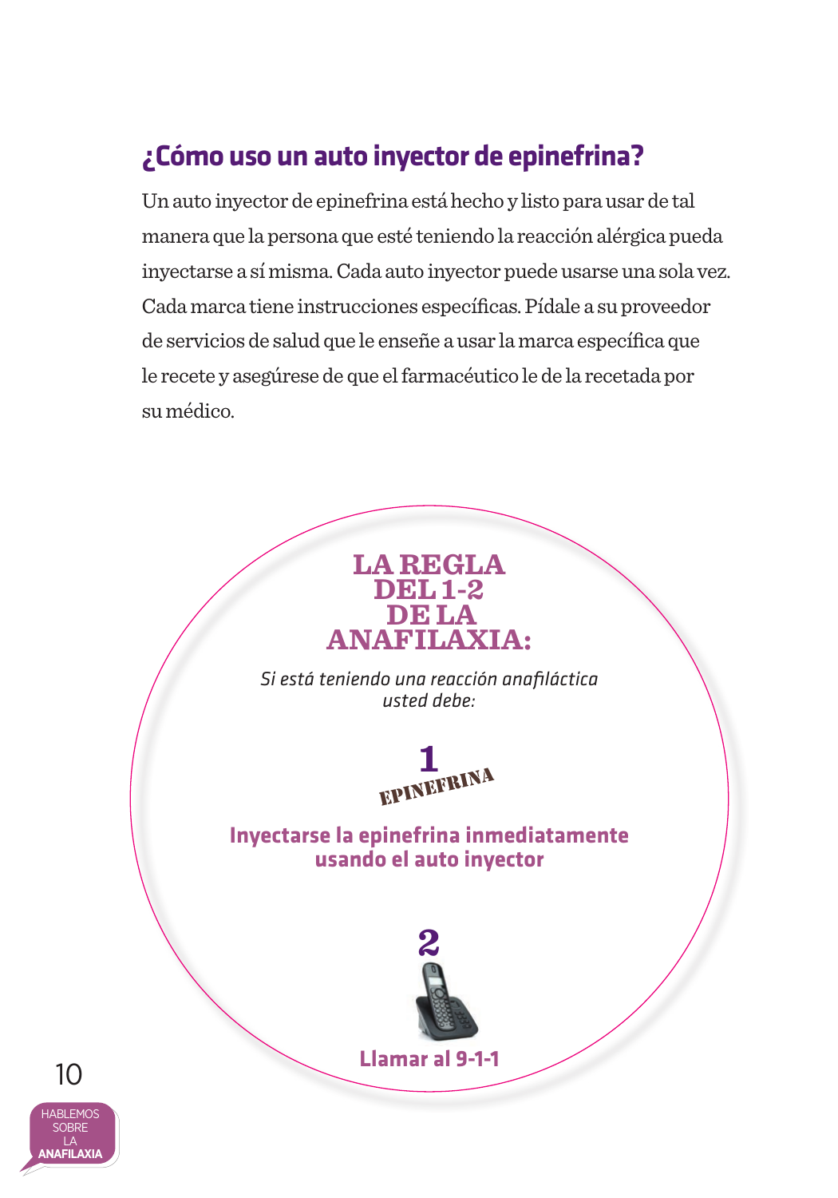## ¿Cómo uso un auto inyector de epinefrina?

Un auto inyector de epinefrina está hecho y listo para usar de tal manera que la persona que esté teniendo la reacción alérgica pueda inyectarse a sí misma. Cada auto inyector puede usarse una sola vez. Cada marca tiene instrucciones específicas. Pídale a su proveedor de servicios de salud que le enseñe a usar la marca específica que le recete y asegúrese de que el farmacéutico le de la recetada por su médico.

### LA REGLA DEL 1-2 DE LA ANAFILAXIA:

*Si está teniendo una reacción anafiláctica usted debe:*

**1**

EPINEFRINA

**Inyectarse la epinefrina inmediatamente usando el auto inyector**

**2**

**Llamar al 9-1-1**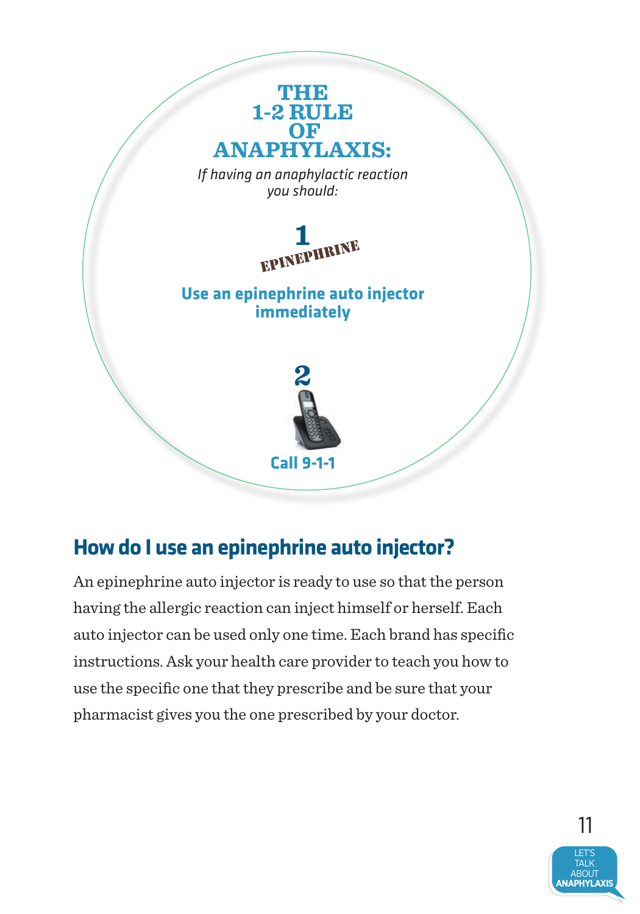## THE 1-2 RULE OF ANAPHYLAXIS:

*If having an anaphylactic reaction you should:*

**1**

EPINEPHRINE

**Use an epinephrine auto injector immediately**

**2**

**Call 9-1-1**

## How do I use an epinephrine auto injector?

An epinephrine auto injector is ready to use so that the person having the allergic reaction can inject himself or herself. Each auto injector can be used only one time. Each brand has specific instructions. Ask your health care provider to teach you how to use the specific one that they prescribe and be sure that your pharmacist gives you the one prescribed by your doctor.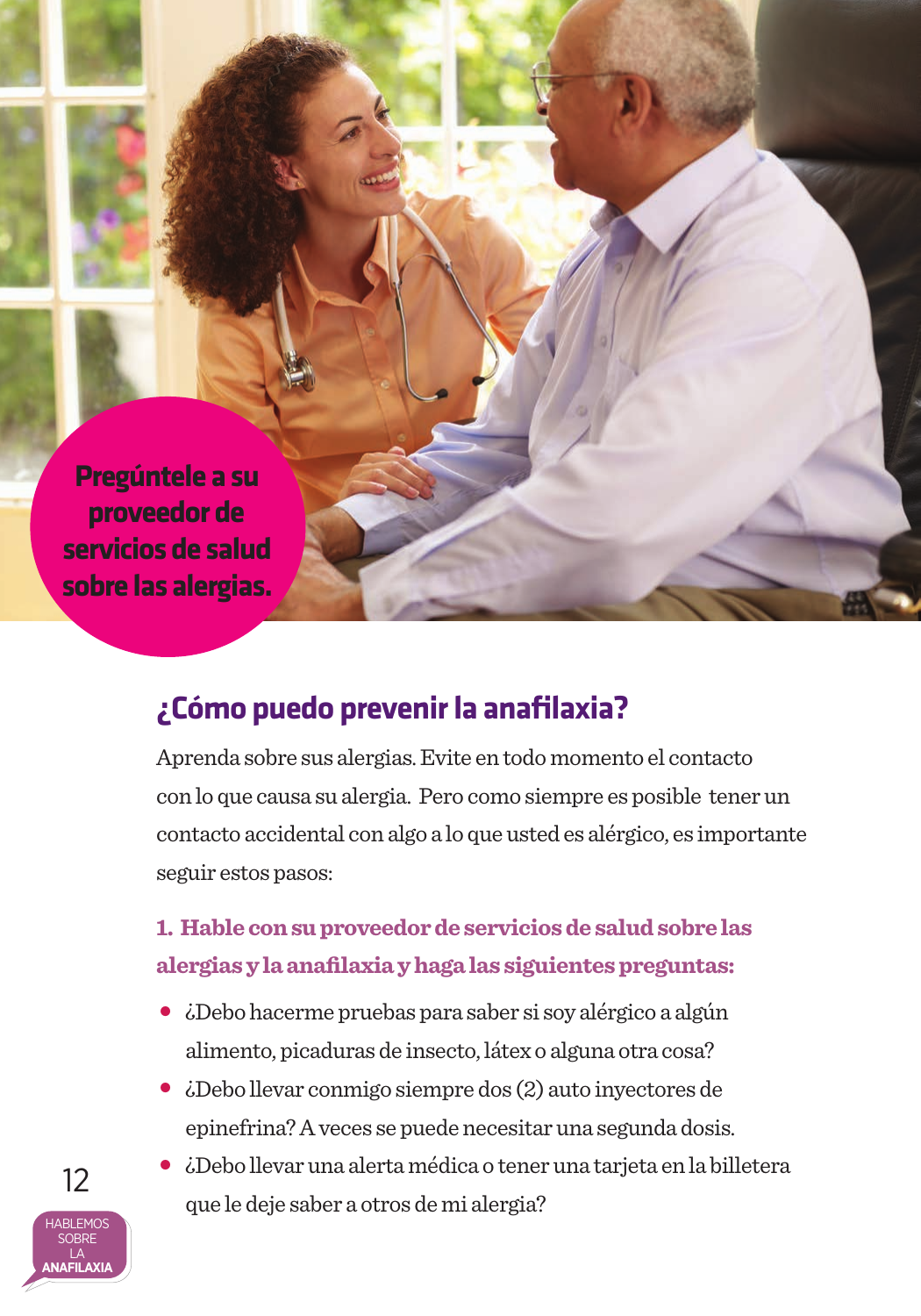**Pregúntele a su proveedor de servicios de salud sobre las alergias.**

## ¿Cómo puedo prevenir la anafilaxia?

Aprenda sobre sus alergias. Evite en todo momento el contacto con lo que causa su alergia. Pero como siempre es posible tener un contacto accidental con algo a lo que usted es alérgico, es importante seguir estos pasos:

**1. Hable con su proveedor de servicios de salud sobre las alergias y la anafilaxia y haga las siguientes preguntas:**

- ¿Debo hacerme pruebas para saber si soy alérgico a algún alimento, picaduras de insecto, látex o alguna otra cosa?
- ¿Debo llevar conmigo siempre dos (2) auto inyectores de epinefrina? A veces se puede necesitar una segunda dosis.
- ¿Debo llevar una alerta médica o tener una tarjeta en la billetera que le deje saber a otros de mi alergia?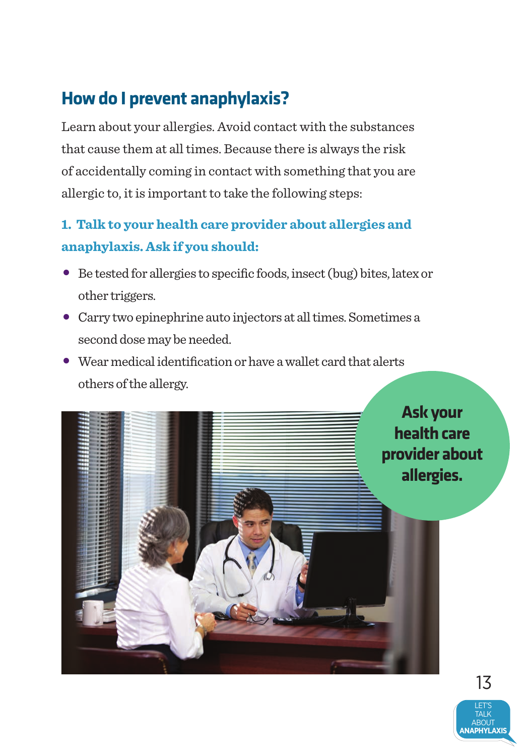## How do I prevent anaphylaxis?

Learn about your allergies. Avoid contact with the substances that cause them at all times. Because there is always the risk of accidentally coming in contact with something that you are allergic to, it is important to take the following steps:

### 1. Talk to your health care provider about allergies and anaphylaxis. Ask if you should:

- Be tested for allergies to specific foods, insect (bug) bites, latex or other triggers.
- Carry two epinephrine auto injectors at all times. Sometimes a second dose may be needed.
- Wear medical identification or have a wallet card that alerts others of the allergy.

**Ask your health care provider about allergies.**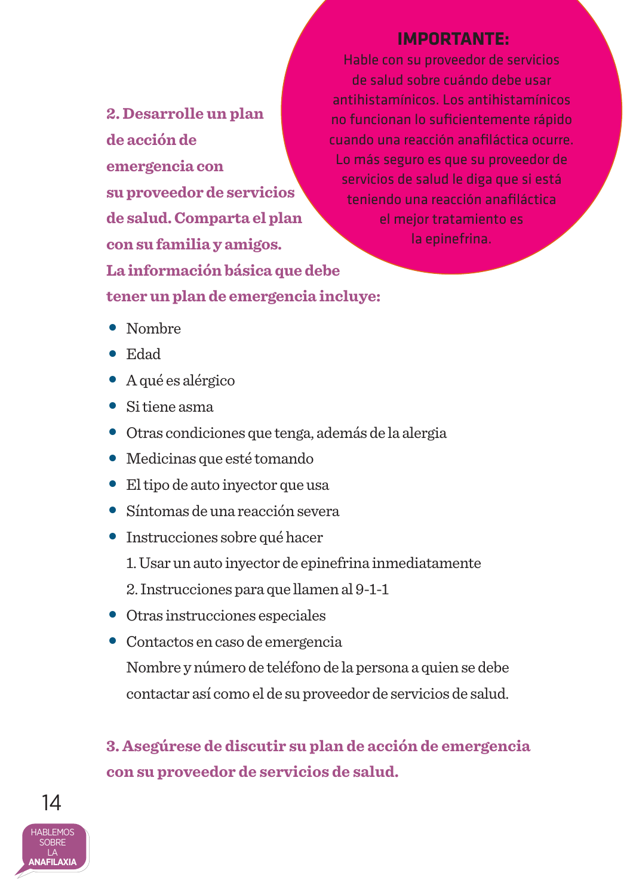**IMPORTANTE:**
Hable con su proveedor de servicios de salud sobre cuándo debe usar antihistamínicos. Los antihistamínicos no funcionan lo suficientemente rápido cuando una reacción anafiláctica ocurre. Lo más seguro es que su proveedor de servicios de salud le diga que si está teniendo una reacción anafiláctica el mejor tratamiento es la epinefrina.

**2. Desarrolle un plan de acción de emergencia con su proveedor de servicios de salud. Comparta el plan con su familia y amigos. La información básica que debe tener un plan de emergencia incluye:**

- Nombre
- Edad
- A qué es alérgico
- Si tiene asma
- Otras condiciones que tenga, además de la alergia
- Medicinas que esté tomando
- El tipo de auto inyector que usa
- Síntomas de una reacción severa
- Instrucciones sobre qué hacer
  1. Usar un auto inyector de epinefrina inmediatamente
  2. Instrucciones para que llamen al 9-1-1
- Otras instrucciones especiales
- Contactos en caso de emergencia
  Nombre y número de teléfono de la persona a quien se debe contactar así como el de su proveedor de servicios de salud.

**3. Asegúrese de discutir su plan de acción de emergencia con su proveedor de servicios de salud.**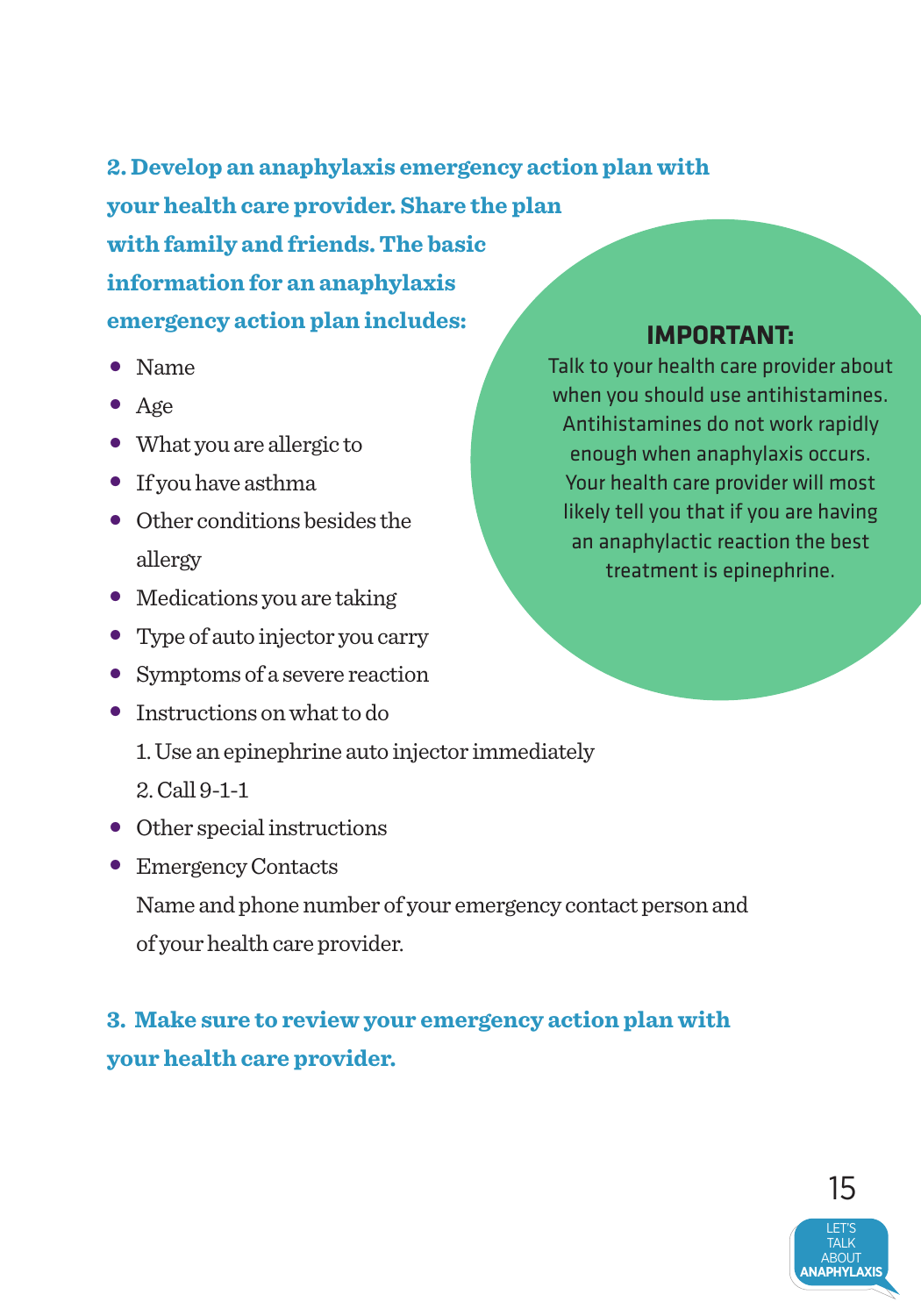**2. Develop an anaphylaxis emergency action plan with your health care provider. Share the plan with family and friends. The basic information for an anaphylaxis emergency action plan includes:**

- Name
- Age
- What you are allergic to
- If you have asthma
- Other conditions besides the allergy
- Medications you are taking
- Type of auto injector you carry
- Symptoms of a severe reaction
- Instructions on what to do

  1. Use an epinephrine auto injector immediately
  2. Call 9-1-1
- Other special instructions
- Emergency Contacts

  Name and phone number of your emergency contact person and of your health care provider.

**IMPORTANT:**

Talk to your health care provider about when you should use antihistamines. Antihistamines do not work rapidly enough when anaphylaxis occurs. Your health care provider will most likely tell you that if you are having an anaphylactic reaction the best treatment is epinephrine.

**3. Make sure to review your emergency action plan with your health care provider.**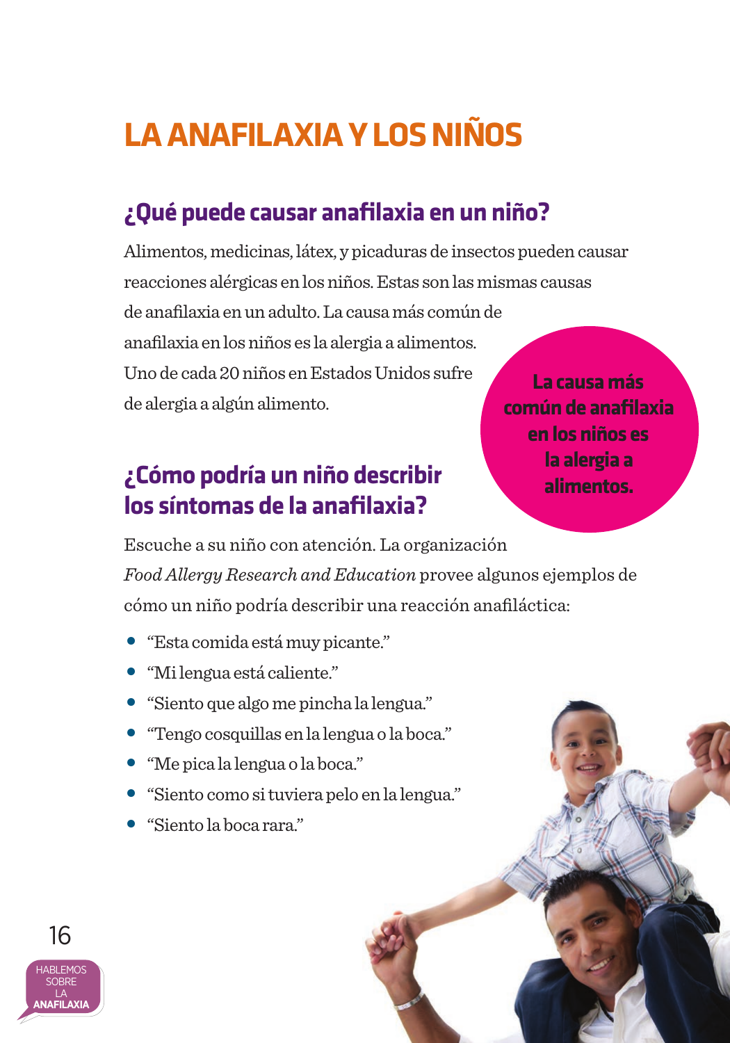# LA ANAFILAXIA Y LOS NIÑOS

## ¿Qué puede causar anafilaxia en un niño?

Alimentos, medicinas, látex, y picaduras de insectos pueden causar reacciones alérgicas en los niños. Estas son las mismas causas de anafilaxia en un adulto. La causa más común de anafilaxia en los niños es la alergia a alimentos. Uno de cada 20 niños en Estados Unidos sufre de alergia a algún alimento.

**La causa más común de anafilaxia en los niños es la alergia a alimentos.**

## ¿Cómo podría un niño describir los síntomas de la anafilaxia?

Escuche a su niño con atención. La organización *Food Allergy Research and Education* provee algunos ejemplos de cómo un niño podría describir una reacción anafiláctica:

- "Esta comida está muy picante."
- "Mi lengua está caliente."
- "Siento que algo me pincha la lengua."
- "Tengo cosquillas en la lengua o la boca."
- "Me pica la lengua o la boca."
- "Siento como si tuviera pelo en la lengua."
- "Siento la boca rara."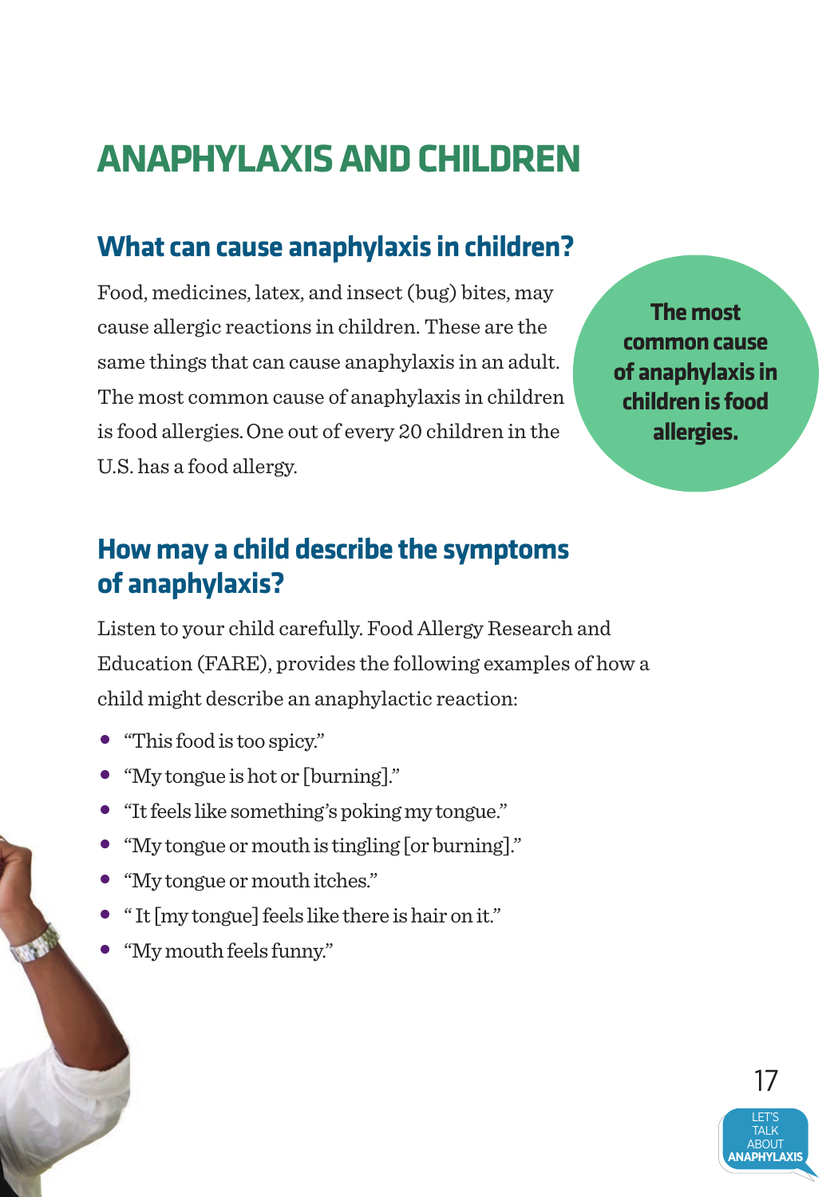# ANAPHYLAXIS AND CHILDREN

## What can cause anaphylaxis in children?

Food, medicines, latex, and insect (bug) bites, may cause allergic reactions in children. These are the same things that can cause anaphylaxis in an adult. The most common cause of anaphylaxis in children is food allergies. One out of every 20 children in the U.S. has a food allergy.

**The most common cause of anaphylaxis in children is food allergies.**

## How may a child describe the symptoms of anaphylaxis?

Listen to your child carefully. Food Allergy Research and Education (FARE), provides the following examples of how a child might describe an anaphylactic reaction:

- "This food is too spicy."
- "My tongue is hot or [burning]."
- "It feels like something's poking my tongue."
- "My tongue or mouth is tingling [or burning]."
- "My tongue or mouth itches."
- " It [my tongue] feels like there is hair on it."
- "My mouth feels funny."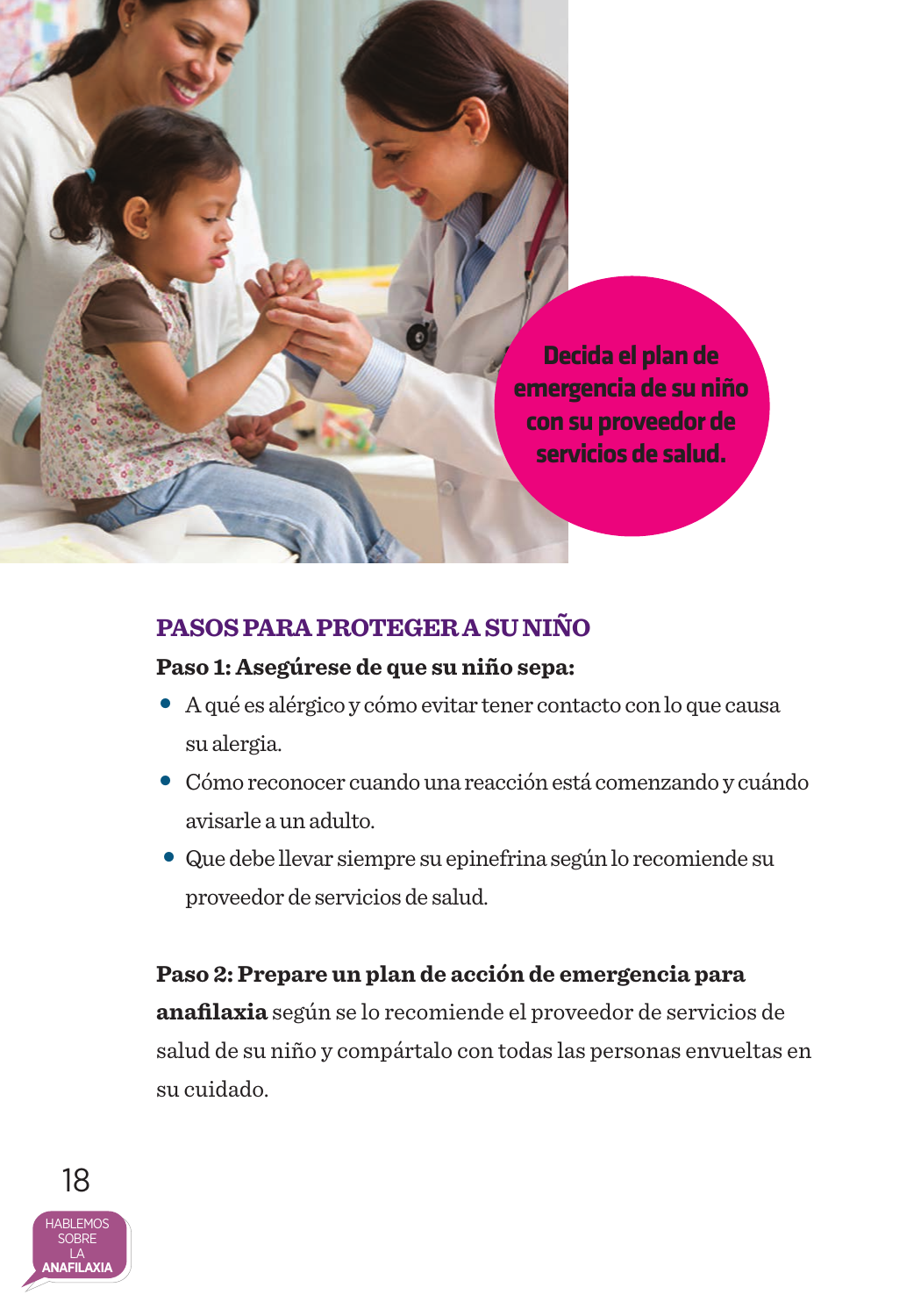**Decida el plan de emergencia de su niño con su proveedor de servicios de salud.**

## PASOS PARA PROTEGER A SU NIÑO

**Paso 1: Asegúrese de que su niño sepa:**

- A qué es alérgico y cómo evitar tener contacto con lo que causa su alergia.
- Cómo reconocer cuando una reacción está comenzando y cuándo avisarle a un adulto.
- Que debe llevar siempre su epinefrina según lo recomiende su proveedor de servicios de salud.

**Paso 2: Prepare un plan de acción de emergencia para anafilaxia** según se lo recomiende el proveedor de servicios de salud de su niño y compártalo con todas las personas envueltas en su cuidado.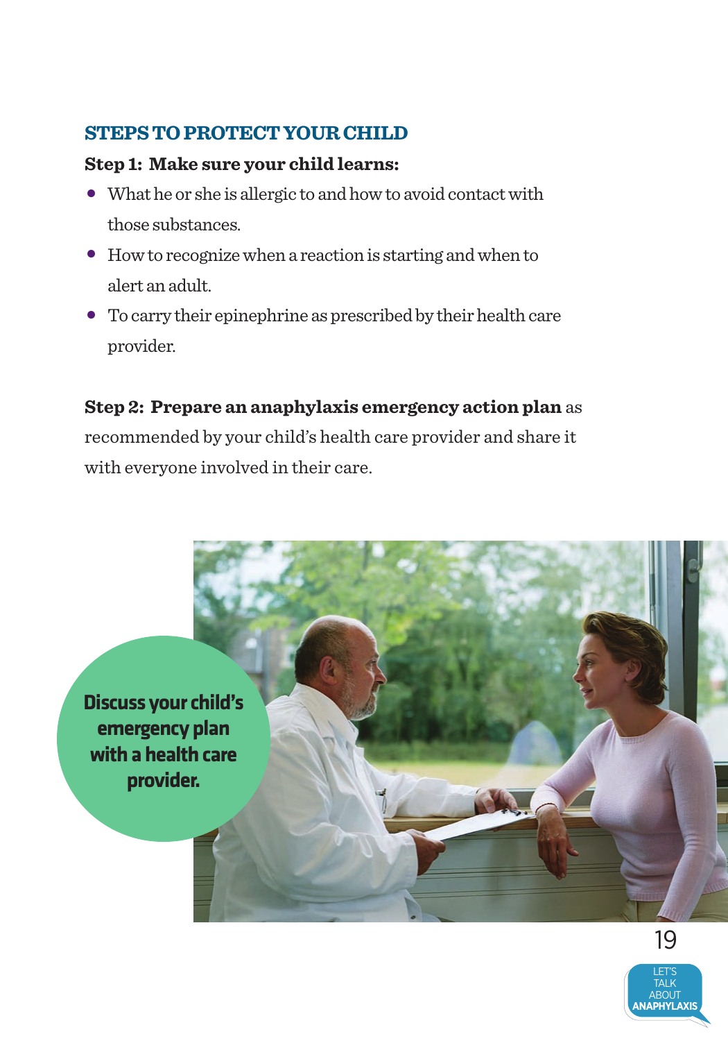## STEPS TO PROTECT YOUR CHILD

**Step 1: Make sure your child learns:**

- What he or she is allergic to and how to avoid contact with those substances.
- How to recognize when a reaction is starting and when to alert an adult.
- To carry their epinephrine as prescribed by their health care provider.

**Step 2: Prepare an anaphylaxis emergency action plan** as recommended by your child's health care provider and share it with everyone involved in their care.

**Discuss your child's emergency plan with a health care provider.**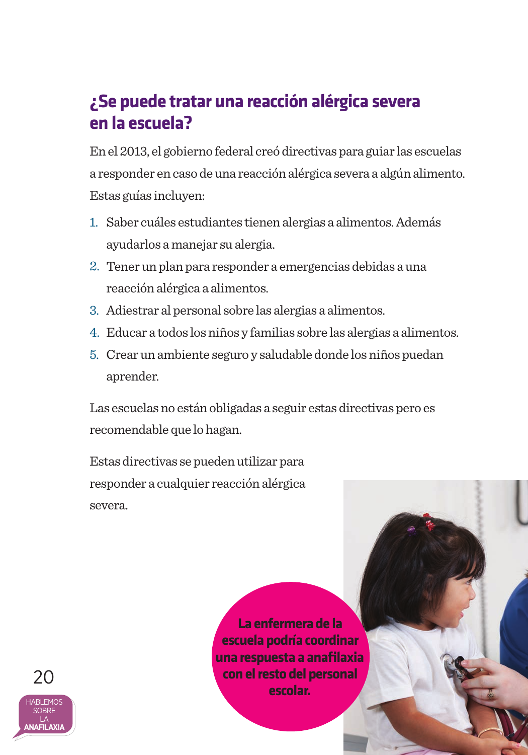## ¿Se puede tratar una reacción alérgica severa en la escuela?

En el 2013, el gobierno federal creó directivas para guiar las escuelas a responder en caso de una reacción alérgica severa a algún alimento. Estas guías incluyen:

1. Saber cuáles estudiantes tienen alergias a alimentos. Además ayudarlos a manejar su alergia.
2. Tener un plan para responder a emergencias debidas a una reacción alérgica a alimentos.
3. Adiestrar al personal sobre las alergias a alimentos.
4. Educar a todos los niños y familias sobre las alergias a alimentos.
5. Crear un ambiente seguro y saludable donde los niños puedan aprender.

Las escuelas no están obligadas a seguir estas directivas pero es recomendable que lo hagan.

Estas directivas se pueden utilizar para responder a cualquier reacción alérgica severa.

**La enfermera de la escuela podría coordinar una respuesta a anafilaxia con el resto del personal escolar.**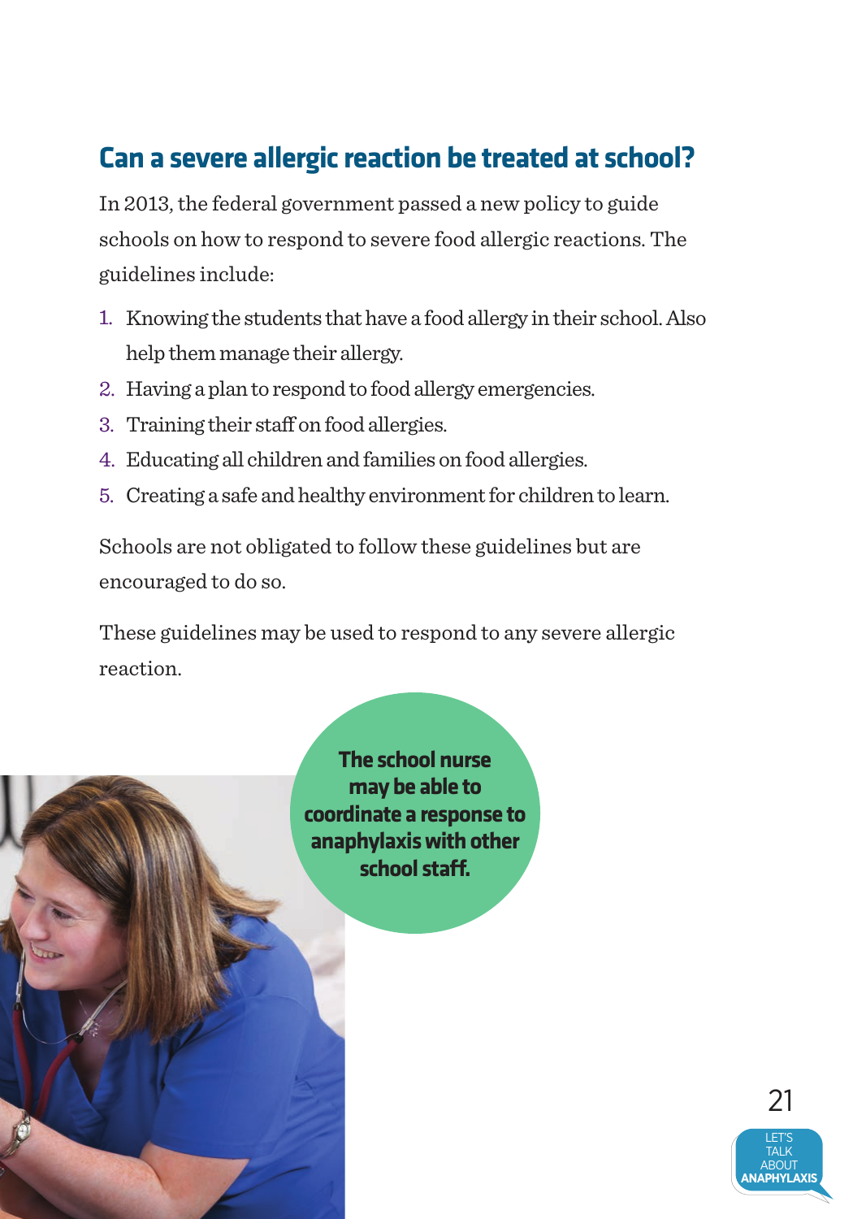## Can a severe allergic reaction be treated at school?

In 2013, the federal government passed a new policy to guide schools on how to respond to severe food allergic reactions. The guidelines include:

1. Knowing the students that have a food allergy in their school. Also help them manage their allergy.
2. Having a plan to respond to food allergy emergencies.
3. Training their staff on food allergies.
4. Educating all children and families on food allergies.
5. Creating a safe and healthy environment for children to learn.

Schools are not obligated to follow these guidelines but are encouraged to do so.

These guidelines may be used to respond to any severe allergic reaction.

**The school nurse may be able to coordinate a response to anaphylaxis with other school staff.**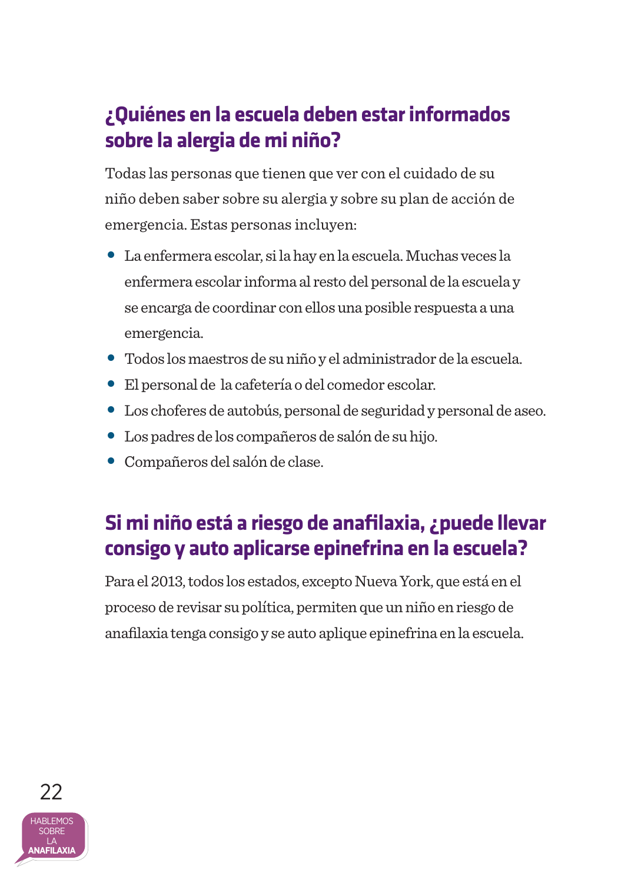## ¿Quiénes en la escuela deben estar informados sobre la alergia de mi niño?

Todas las personas que tienen que ver con el cuidado de su niño deben saber sobre su alergia y sobre su plan de acción de emergencia. Estas personas incluyen:

- La enfermera escolar, si la hay en la escuela. Muchas veces la enfermera escolar informa al resto del personal de la escuela y se encarga de coordinar con ellos una posible respuesta a una emergencia.
- Todos los maestros de su niño y el administrador de la escuela.
- El personal de la cafetería o del comedor escolar.
- Los choferes de autobús, personal de seguridad y personal de aseo.
- Los padres de los compañeros de salón de su hijo.
- Compañeros del salón de clase.

## Si mi niño está a riesgo de anafilaxia, ¿puede llevar consigo y auto aplicarse epinefrina en la escuela?

Para el 2013, todos los estados, excepto Nueva York, que está en el proceso de revisar su política, permiten que un niño en riesgo de anafilaxia tenga consigo y se auto aplique epinefrina en la escuela.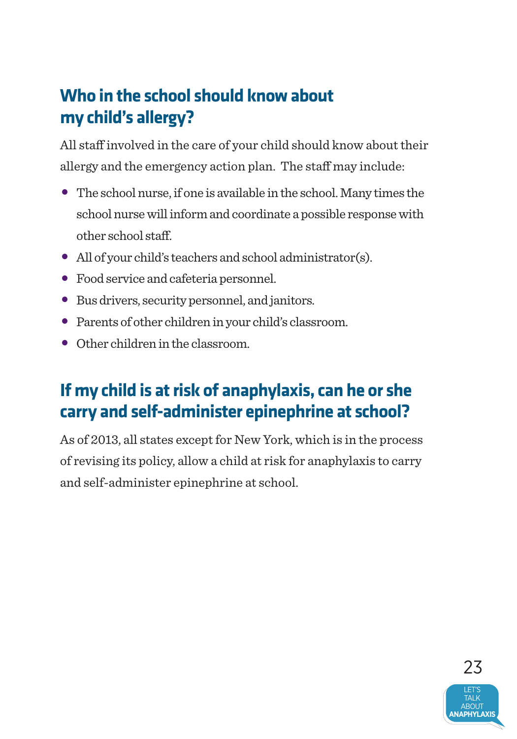## Who in the school should know about my child's allergy?

All staff involved in the care of your child should know about their allergy and the emergency action plan. The staff may include:

- The school nurse, if one is available in the school. Many times the school nurse will inform and coordinate a possible response with other school staff.
- All of your child's teachers and school administrator(s).
- Food service and cafeteria personnel.
- Bus drivers, security personnel, and janitors.
- Parents of other children in your child's classroom.
- Other children in the classroom.

## If my child is at risk of anaphylaxis, can he or she carry and self-administer epinephrine at school?

As of 2013, all states except for New York, which is in the process of revising its policy, allow a child at risk for anaphylaxis to carry and self-administer epinephrine at school.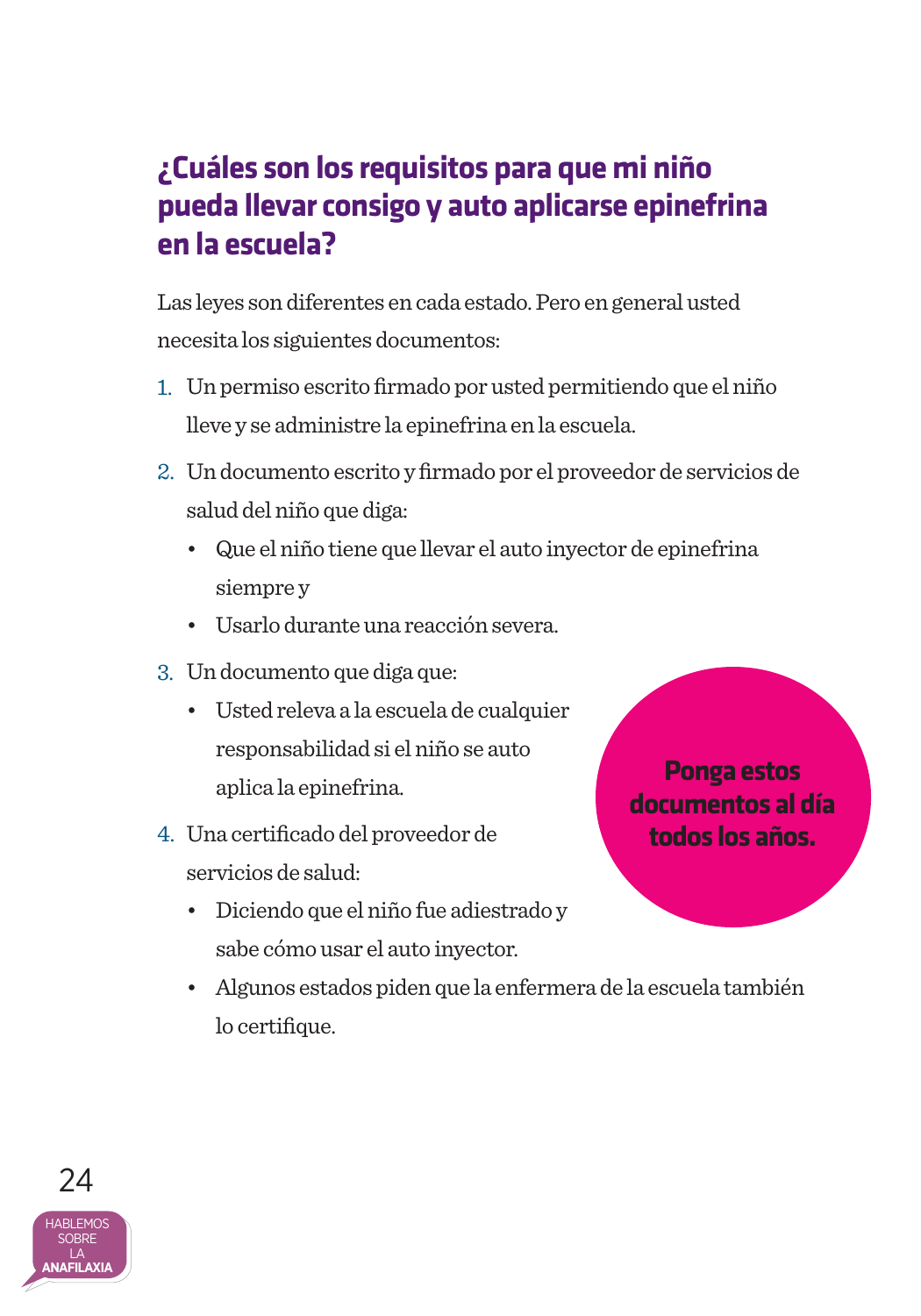## ¿Cuáles son los requisitos para que mi niño pueda llevar consigo y auto aplicarse epinefrina en la escuela?

Las leyes son diferentes en cada estado. Pero en general usted necesita los siguientes documentos:

1. Un permiso escrito firmado por usted permitiendo que el niño lleve y se administre la epinefrina en la escuela.
2. Un documento escrito y firmado por el proveedor de servicios de salud del niño que diga:
   - Que el niño tiene que llevar el auto inyector de epinefrina siempre y
   - Usarlo durante una reacción severa.
3. Un documento que diga que:
   - Usted releva a la escuela de cualquier responsabilidad si el niño se auto aplica la epinefrina.
4. Una certificado del proveedor de servicios de salud:
   - Diciendo que el niño fue adiestrado y sabe cómo usar el auto inyector.
   - Algunos estados piden que la enfermera de la escuela también lo certifique.

**Ponga estos documentos al día todos los años.**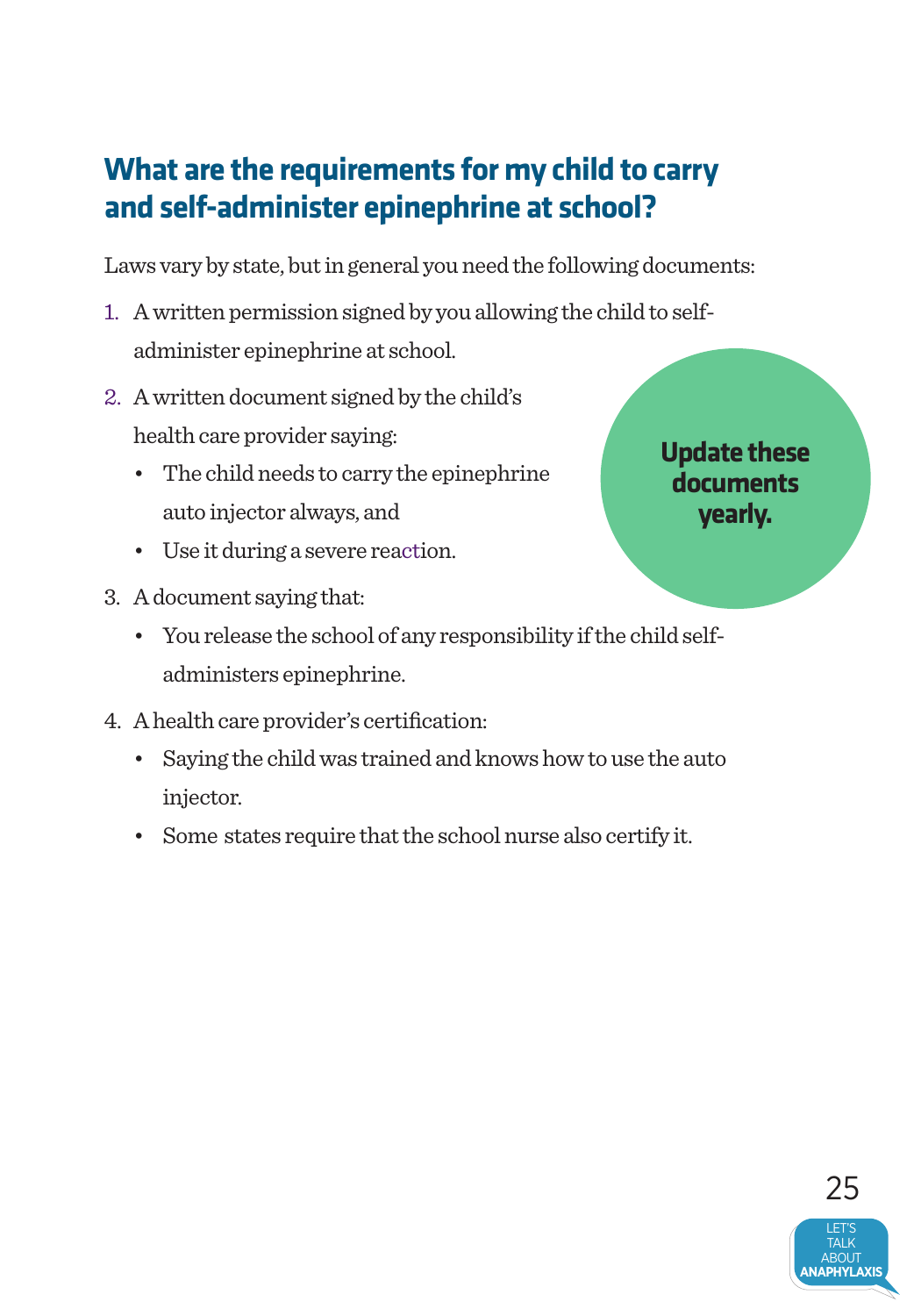## What are the requirements for my child to carry and self-administer epinephrine at school?

Laws vary by state, but in general you need the following documents:

1. A written permission signed by you allowing the child to self-administer epinephrine at school.
2. A written document signed by the child's health care provider saying:
   - The child needs to carry the epinephrine auto injector always, and
   - Use it during a severe reaction.
3. A document saying that:
   - You release the school of any responsibility if the child self-administers epinephrine.
4. A health care provider's certification:
   - Saying the child was trained and knows how to use the auto injector.
   - Some states require that the school nurse also certify it.

**Update these documents yearly.**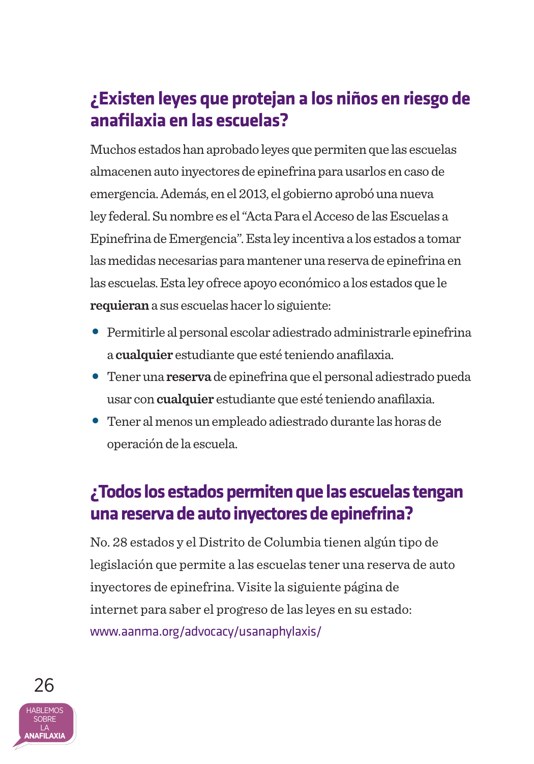## ¿Existen leyes que protejan a los niños en riesgo de anafilaxia en las escuelas?

Muchos estados han aprobado leyes que permiten que las escuelas almacenen auto inyectores de epinefrina para usarlos en caso de emergencia. Además, en el 2013, el gobierno aprobó una nueva ley federal. Su nombre es el "Acta Para el Acceso de las Escuelas a Epinefrina de Emergencia". Esta ley incentiva a los estados a tomar las medidas necesarias para mantener una reserva de epinefrina en las escuelas. Esta ley ofrece apoyo económico a los estados que le **requieran** a sus escuelas hacer lo siguiente:

- Permitirle al personal escolar adiestrado administrarle epinefrina a **cualquier** estudiante que esté teniendo anafilaxia.
- Tener una **reserva** de epinefrina que el personal adiestrado pueda usar con **cualquier** estudiante que esté teniendo anafilaxia.
- Tener al menos un empleado adiestrado durante las horas de operación de la escuela.

## ¿Todos los estados permiten que las escuelas tengan una reserva de auto inyectores de epinefrina?

No. 28 estados y el Distrito de Columbia tienen algún tipo de legislación que permite a las escuelas tener una reserva de auto inyectores de epinefrina. Visite la siguiente página de internet para saber el progreso de las leyes en su estado: www.aanma.org/advocacy/usanaphylaxis/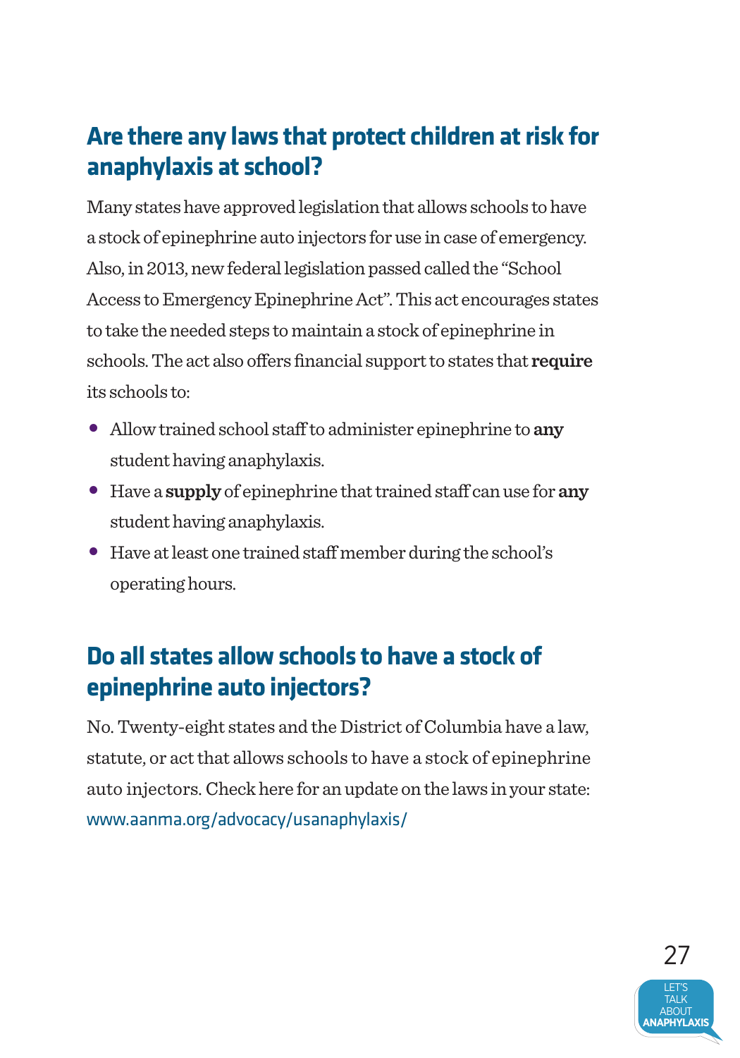## Are there any laws that protect children at risk for anaphylaxis at school?

Many states have approved legislation that allows schools to have a stock of epinephrine auto injectors for use in case of emergency. Also, in 2013, new federal legislation passed called the "School Access to Emergency Epinephrine Act". This act encourages states to take the needed steps to maintain a stock of epinephrine in schools. The act also offers financial support to states that **require** its schools to:

- Allow trained school staff to administer epinephrine to **any** student having anaphylaxis.
- Have a **supply** of epinephrine that trained staff can use for **any** student having anaphylaxis.
- Have at least one trained staff member during the school's operating hours.

## Do all states allow schools to have a stock of epinephrine auto injectors?

No. Twenty-eight states and the District of Columbia have a law, statute, or act that allows schools to have a stock of epinephrine auto injectors. Check here for an update on the laws in your state: www.aanma.org/advocacy/usanaphylaxis/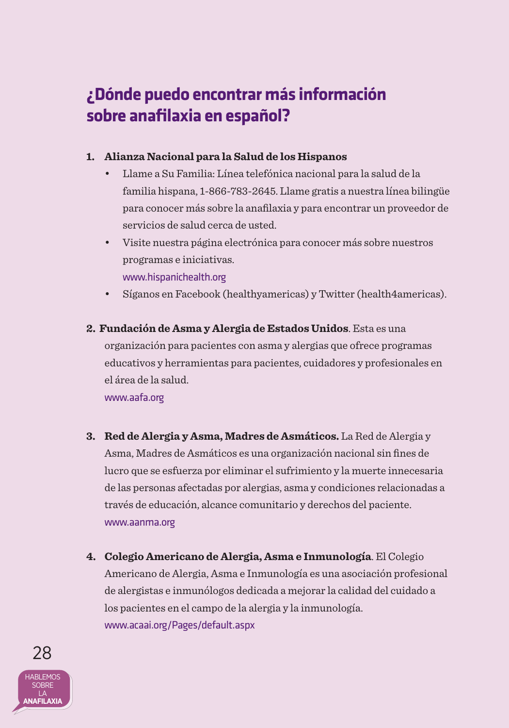## ¿Dónde puedo encontrar más información sobre anafilaxia en español?

1. **Alianza Nacional para la Salud de los Hispanos**
    - Llame a Su Familia: Línea telefónica nacional para la salud de la familia hispana, 1-866-783-2645. Llame gratis a nuestra línea bilingüe para conocer más sobre la anafilaxia y para encontrar un proveedor de servicios de salud cerca de usted.
    - Visite nuestra página electrónica para conocer más sobre nuestros programas e iniciativas.
      www.hispanichealth.org
    - Síganos en Facebook (healthyamericas) y Twitter (health4americas).

2. **Fundación de Asma y Alergia de Estados Unidos**. Esta es una organización para pacientes con asma y alergias que ofrece programas educativos y herramientas para pacientes, cuidadores y profesionales en el área de la salud.
   www.aafa.org

3. **Red de Alergia y Asma, Madres de Asmáticos.** La Red de Alergia y Asma, Madres de Asmáticos es una organización nacional sin fines de lucro que se esfuerza por eliminar el sufrimiento y la muerte innecesaria de las personas afectadas por alergias, asma y condiciones relacionadas a través de educación, alcance comunitario y derechos del paciente.
   www.aanma.org

4. **Colegio Americano de Alergia, Asma e Inmunología**. El Colegio Americano de Alergia, Asma e Inmunología es una asociación profesional de alergistas e inmunólogos dedicada a mejorar la calidad del cuidado a los pacientes en el campo de la alergia y la inmunología.
   www.acaai.org/Pages/default.aspx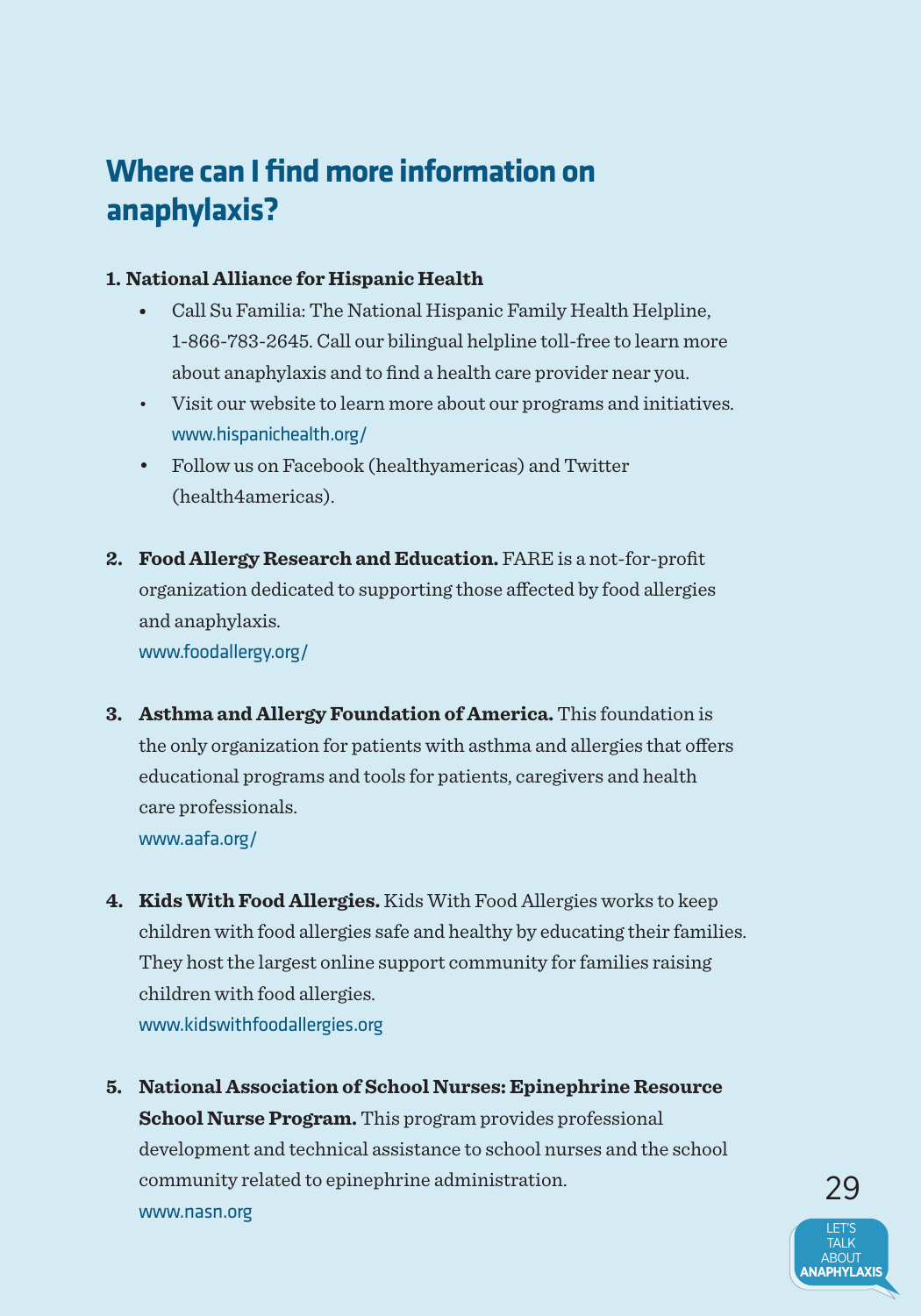## Where can I find more information on anaphylaxis?

**1. National Alliance for Hispanic Health**

- Call Su Familia: The National Hispanic Family Health Helpline, 1-866-783-2645. Call our bilingual helpline toll-free to learn more about anaphylaxis and to find a health care provider near you.
- Visit our website to learn more about our programs and initiatives. www.hispanichealth.org/
- Follow us on Facebook (healthyamericas) and Twitter (health4americas).

2. **Food Allergy Research and Education.** FARE is a not-for-profit organization dedicated to supporting those affected by food allergies and anaphylaxis.
   www.foodallergy.org/

3. **Asthma and Allergy Foundation of America.** This foundation is the only organization for patients with asthma and allergies that offers educational programs and tools for patients, caregivers and health care professionals.
   www.aafa.org/

4. **Kids With Food Allergies.** Kids With Food Allergies works to keep children with food allergies safe and healthy by educating their families. They host the largest online support community for families raising children with food allergies.
   www.kidswithfoodallergies.org

5. **National Association of School Nurses: Epinephrine Resource School Nurse Program.** This program provides professional development and technical assistance to school nurses and the school community related to epinephrine administration.
   www.nasn.org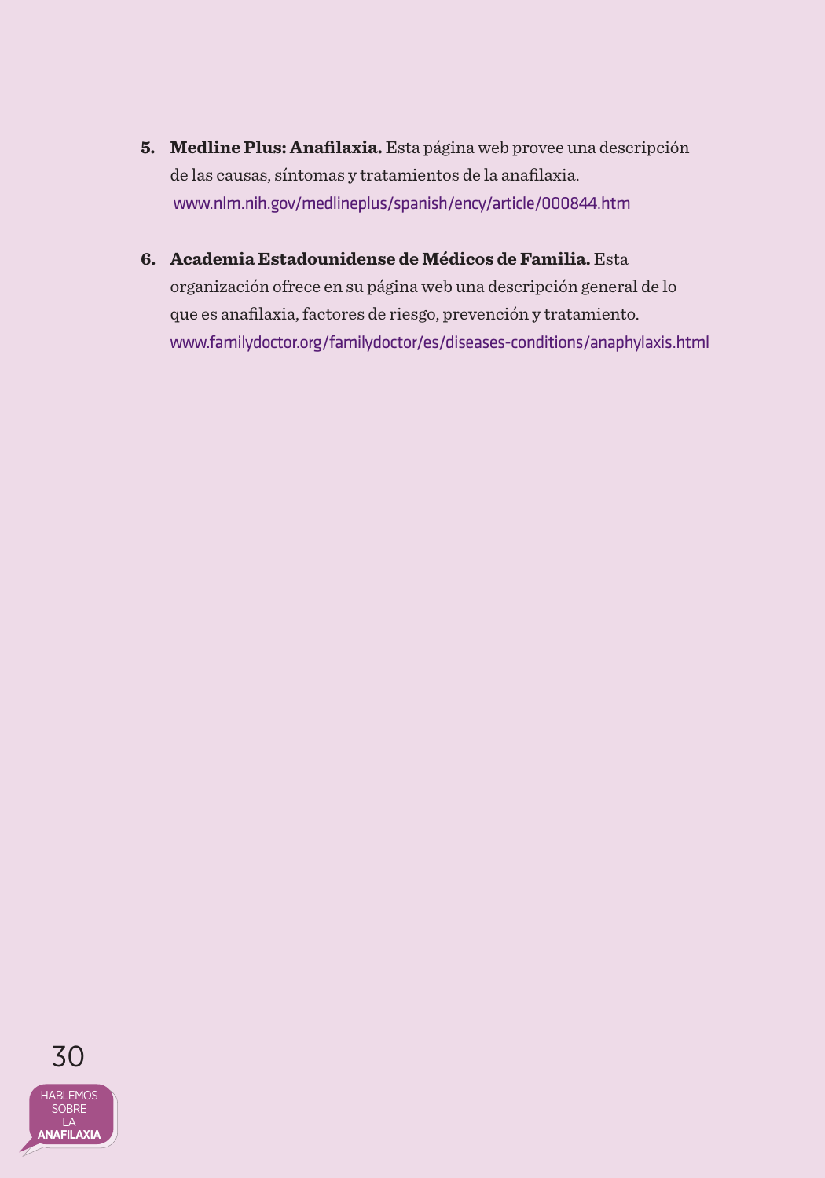5. **Medline Plus: Anafilaxia.** Esta página web provee una descripción de las causas, síntomas y tratamientos de la anafilaxia.
   www.nlm.nih.gov/medlineplus/spanish/ency/article/000844.htm

6. **Academia Estadounidense de Médicos de Familia.** Esta organización ofrece en su página web una descripción general de lo que es anafilaxia, factores de riesgo, prevención y tratamiento.
   www.familydoctor.org/familydoctor/es/diseases-conditions/anaphylaxis.html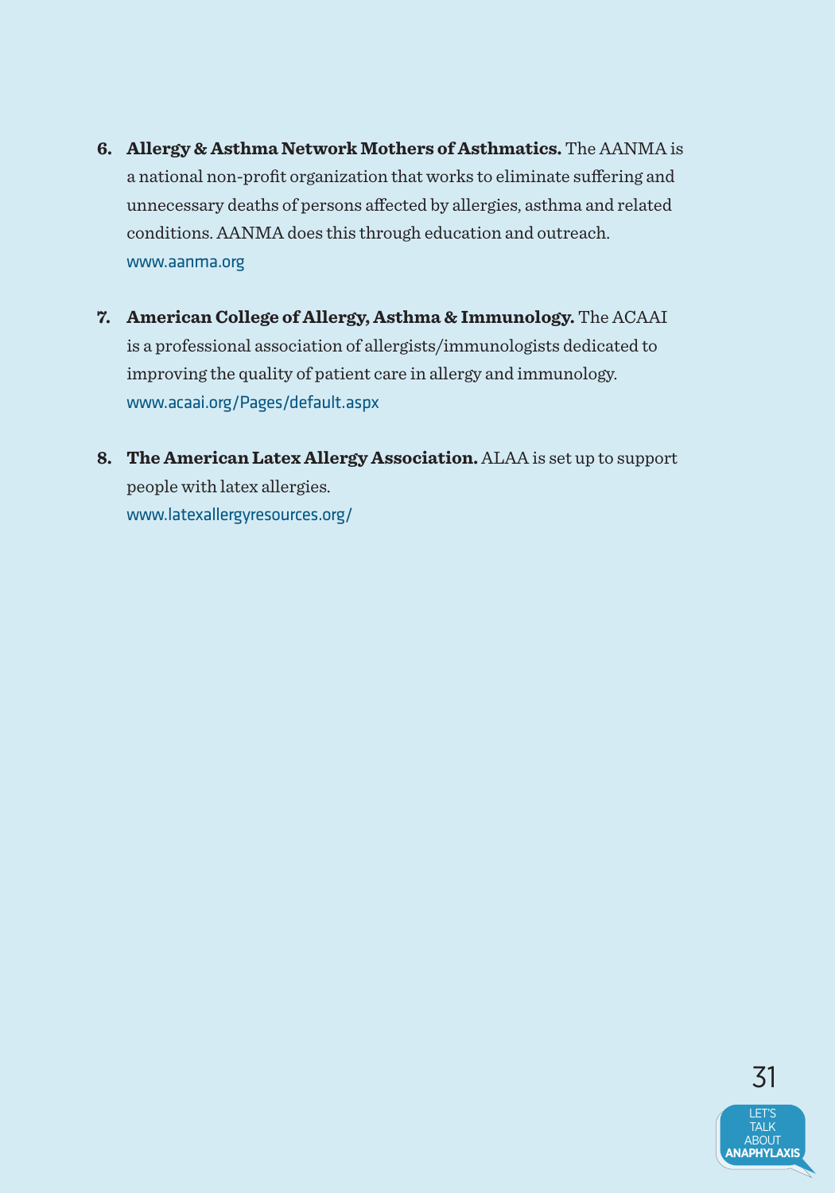6. **Allergy & Asthma Network Mothers of Asthmatics.** The AANMA is a national non-profit organization that works to eliminate suffering and unnecessary deaths of persons affected by allergies, asthma and related conditions. AANMA does this through education and outreach.
   www.aanma.org

7. **American College of Allergy, Asthma & Immunology.** The ACAAI is a professional association of allergists/immunologists dedicated to improving the quality of patient care in allergy and immunology.
   www.acaai.org/Pages/default.aspx

8. **The American Latex Allergy Association.** ALAA is set up to support people with latex allergies.
   www.latexallergyresources.org/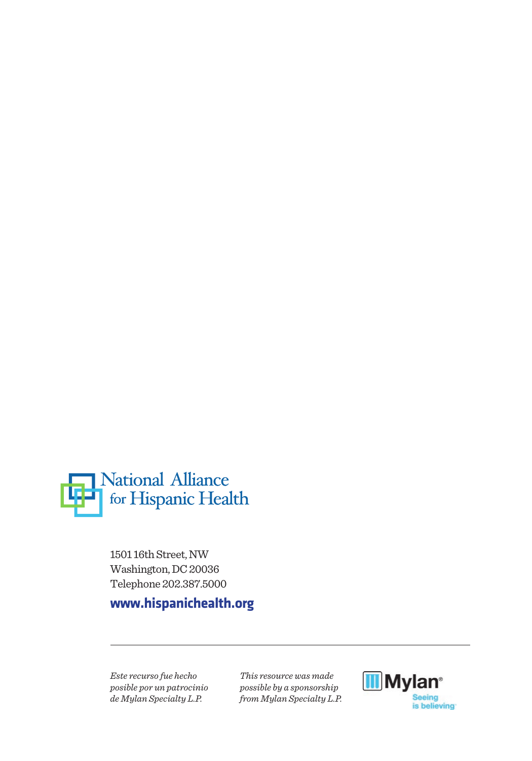National Alliance for Hispanic Health

1501 16th Street, NW
Washington, DC 20036
Telephone 202.387.5000

**www.hispanichealth.org**

---

*Este recurso fue hecho posible por un patrocinio de Mylan Specialty L.P.*

*This resource was made possible by a sponsorship from Mylan Specialty L.P.*

Mylan®
Seeing is believing